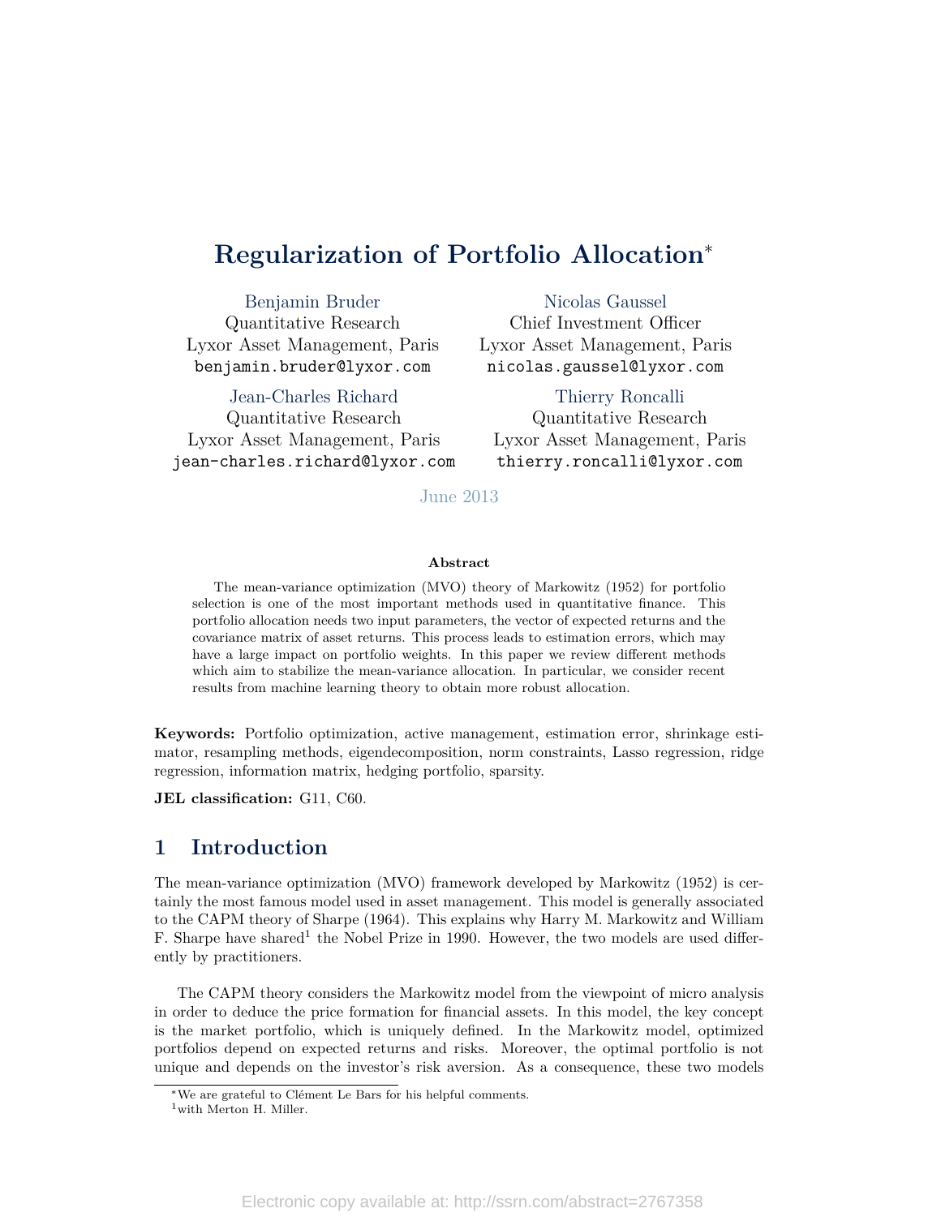# Regularization of Portfolio Allocation[*]

Benjamin Bruder
Quantitative Research
Lyxor Asset Management, Paris
benjamin.bruder@lyxor.com

Nicolas Gaussel
Chief Investment Officer
Lyxor Asset Management, Paris
nicolas.gaussel@lyxor.com

Jean-Charles Richard
Quantitative Research
Lyxor Asset Management, Paris
jean-charles.richard@lyxor.com

Thierry Roncalli
Quantitative Research
Lyxor Asset Management, Paris
thierry.roncalli@lyxor.com

June 2013

**Abstract**

The mean-variance optimization (MVO) theory of Markowitz (1952) for portfolio selection is one of the most important methods used in quantitative finance. This portfolio allocation needs two input parameters, the vector of expected returns and the covariance matrix of asset returns. This process leads to estimation errors, which may have a large impact on portfolio weights. In this paper we review different methods which aim to stabilize the mean-variance allocation. In particular, we consider recent results from machine learning theory to obtain more robust allocation.

**Keywords:** Portfolio optimization, active management, estimation error, shrinkage estimator, resampling methods, eigendecomposition, norm constraints, Lasso regression, ridge regression, information matrix, hedging portfolio, sparsity.

**JEL classification:** G11, C60.

## 1 Introduction

The mean-variance optimization (MVO) framework developed by Markowitz (1952) is certainly the most famous model used in asset management. This model is generally associated to the CAPM theory of Sharpe (1964). This explains why Harry M. Markowitz and William F. Sharpe have shared[1] the Nobel Prize in 1990. However, the two models are used differently by practitioners.

The CAPM theory considers the Markowitz model from the viewpoint of micro analysis in order to deduce the price formation for financial assets. In this model, the key concept is the market portfolio, which is uniquely defined. In the Markowitz model, optimized portfolios depend on expected returns and risks. Moreover, the optimal portfolio is not unique and depends on the investor's risk aversion. As a consequence, these two models

[*] We are grateful to Clément Le Bars for his helpful comments.

[1] with Merton H. Miller.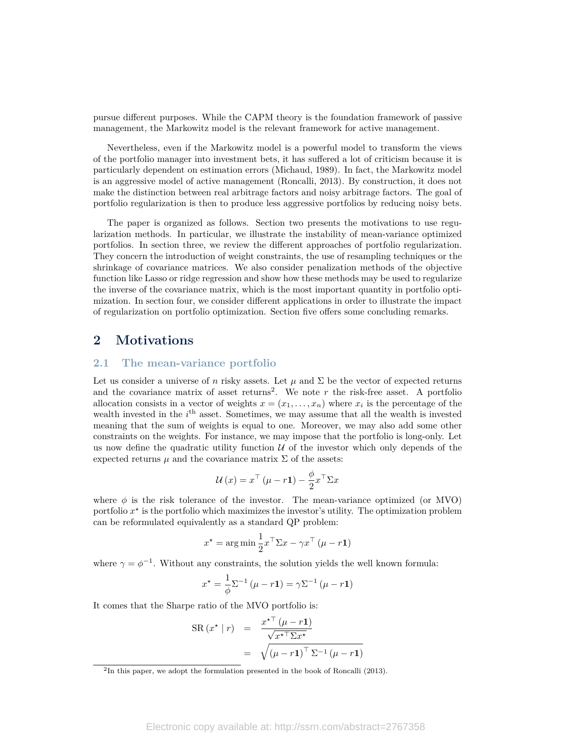pursue different purposes. While the CAPM theory is the foundation framework of passive management, the Markowitz model is the relevant framework for active management.

Nevertheless, even if the Markowitz model is a powerful model to transform the views of the portfolio manager into investment bets, it has suffered a lot of criticism because it is particularly dependent on estimation errors (Michaud, 1989). In fact, the Markowitz model is an aggressive model of active management (Roncalli, 2013). By construction, it does not make the distinction between real arbitrage factors and noisy arbitrage factors. The goal of portfolio regularization is then to produce less aggressive portfolios by reducing noisy bets.

The paper is organized as follows. Section two presents the motivations to use regularization methods. In particular, we illustrate the instability of mean-variance optimized portfolios. In section three, we review the different approaches of portfolio regularization. They concern the introduction of weight constraints, the use of resampling techniques or the shrinkage of covariance matrices. We also consider penalization methods of the objective function like Lasso or ridge regression and show how these methods may be used to regularize the inverse of the covariance matrix, which is the most important quantity in portfolio optimization. In section four, we consider different applications in order to illustrate the impact of regularization on portfolio optimization. Section five offers some concluding remarks.

## 2 Motivations

### 2.1 The mean-variance portfolio

Let us consider a universe of $n$ risky assets. Let $\mu$ and $\Sigma$ be the vector of expected returns and the covariance matrix of asset returns[2]. We note $r$ the risk-free asset. A portfolio allocation consists in a vector of weights $x = (x_1, \ldots, x_n)$ where $x_i$ is the percentage of the wealth invested in the $i^{\text{th}}$ asset. Sometimes, we may assume that all the wealth is invested meaning that the sum of weights is equal to one. Moreover, we may also add some other constraints on the weights. For instance, we may impose that the portfolio is long-only. Let us now define the quadratic utility function $\mathcal{U}$ of the investor which only depends of the expected returns $\mu$ and the covariance matrix $\Sigma$ of the assets:

$$\mathcal{U}(x) = x^\top (\mu - r\mathbf{1}) - \frac{\phi}{2} x^\top \Sigma x$$

where $\phi$ is the risk tolerance of the investor. The mean-variance optimized (or MVO) portfolio $x^\star$ is the portfolio which maximizes the investor's utility. The optimization problem can be reformulated equivalently as a standard QP problem:

$$x^\star = \arg\min \frac{1}{2} x^\top \Sigma x - \gamma x^\top (\mu - r\mathbf{1})$$

where $\gamma = \phi^{-1}$. Without any constraints, the solution yields the well known formula:

$$x^\star = \frac{1}{\phi} \Sigma^{-1} (\mu - r\mathbf{1}) = \gamma \Sigma^{-1} (\mu - r\mathbf{1})$$

It comes that the Sharpe ratio of the MVO portfolio is:

$$\begin{aligned}
\text{SR}(x^\star \mid r) &= \frac{x^{\star\top} (\mu - r\mathbf{1})}{\sqrt{x^{\star\top} \Sigma x^\star}} \\
&= \sqrt{(\mu - r\mathbf{1})^\top \Sigma^{-1} (\mu - r\mathbf{1})}
\end{aligned}$$

[2] In this paper, we adopt the formulation presented in the book of Roncalli (2013).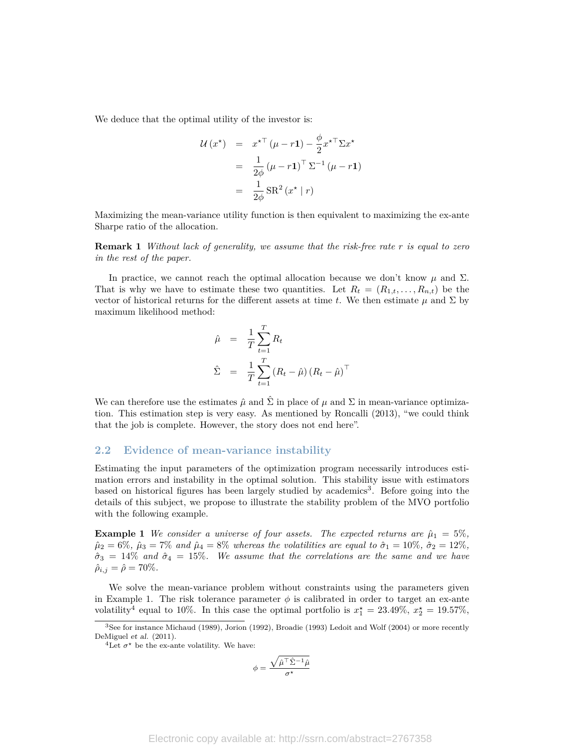We deduce that the optimal utility of the investor is:

$$
\begin{aligned}
\mathcal{U}(x^\star) &= x^{\star\top}(\mu - r\mathbf{1}) - \frac{\phi}{2} x^{\star\top}\Sigma x^\star \\
&= \frac{1}{2\phi}(\mu - r\mathbf{1})^\top \Sigma^{-1}(\mu - r\mathbf{1}) \\
&= \frac{1}{2\phi}\,\mathrm{SR}^2(x^\star \mid r)
\end{aligned}
$$

Maximizing the mean-variance utility function is then equivalent to maximizing the ex-ante Sharpe ratio of the allocation.

**Remark 1** *Without lack of generality, we assume that the risk-free rate $r$ is equal to zero in the rest of the paper.*

In practice, we cannot reach the optimal allocation because we don't know $\mu$ and $\Sigma$. That is why we have to estimate these two quantities. Let $R_t = (R_{1,t}, \ldots, R_{n,t})$ be the vector of historical returns for the different assets at time $t$. We then estimate $\mu$ and $\Sigma$ by maximum likelihood method:

$$
\begin{aligned}
\hat{\mu} &= \frac{1}{T}\sum_{t=1}^{T} R_t \\
\hat{\Sigma} &= \frac{1}{T}\sum_{t=1}^{T}(R_t - \hat{\mu})(R_t - \hat{\mu})^\top
\end{aligned}
$$

We can therefore use the estimates $\hat{\mu}$ and $\hat{\Sigma}$ in place of $\mu$ and $\Sigma$ in mean-variance optimization. This estimation step is very easy. As mentioned by Roncalli (2013), "we could think that the job is complete. However, the story does not end here".

## 2.2 Evidence of mean-variance instability

Estimating the input parameters of the optimization program necessarily introduces estimation errors and instability in the optimal solution. This stability issue with estimators based on historical figures has been largely studied by academics[3]. Before going into the details of this subject, we propose to illustrate the stability problem of the MVO portfolio with the following example.

**Example 1** *We consider a universe of four assets. The expected returns are $\hat{\mu}_1 = 5\%$, $\hat{\mu}_2 = 6\%$, $\hat{\mu}_3 = 7\%$ and $\hat{\mu}_4 = 8\%$ whereas the volatilities are equal to $\hat{\sigma}_1 = 10\%$, $\hat{\sigma}_2 = 12\%$, $\hat{\sigma}_3 = 14\%$ and $\hat{\sigma}_4 = 15\%$. We assume that the correlations are the same and we have $\hat{\rho}_{i,j} = \hat{\rho} = 70\%$.*

We solve the mean-variance problem without constraints using the parameters given in Example 1. The risk tolerance parameter $\phi$ is calibrated in order to target an ex-ante volatility[4] equal to 10%. In this case the optimal portfolio is $x_1^\star = 23.49\%$, $x_2^\star = 19.57\%$,

[3] See for instance Michaud (1989), Jorion (1992), Broadie (1993) Ledoit and Wolf (2004) or more recently DeMiguel *et al.* (2011).

[4] Let $\sigma^\star$ be the ex-ante volatility. We have:

$$
\phi = \frac{\sqrt{\hat{\mu}^\top \hat{\Sigma}^{-1} \hat{\mu}}}{\sigma^\star}
$$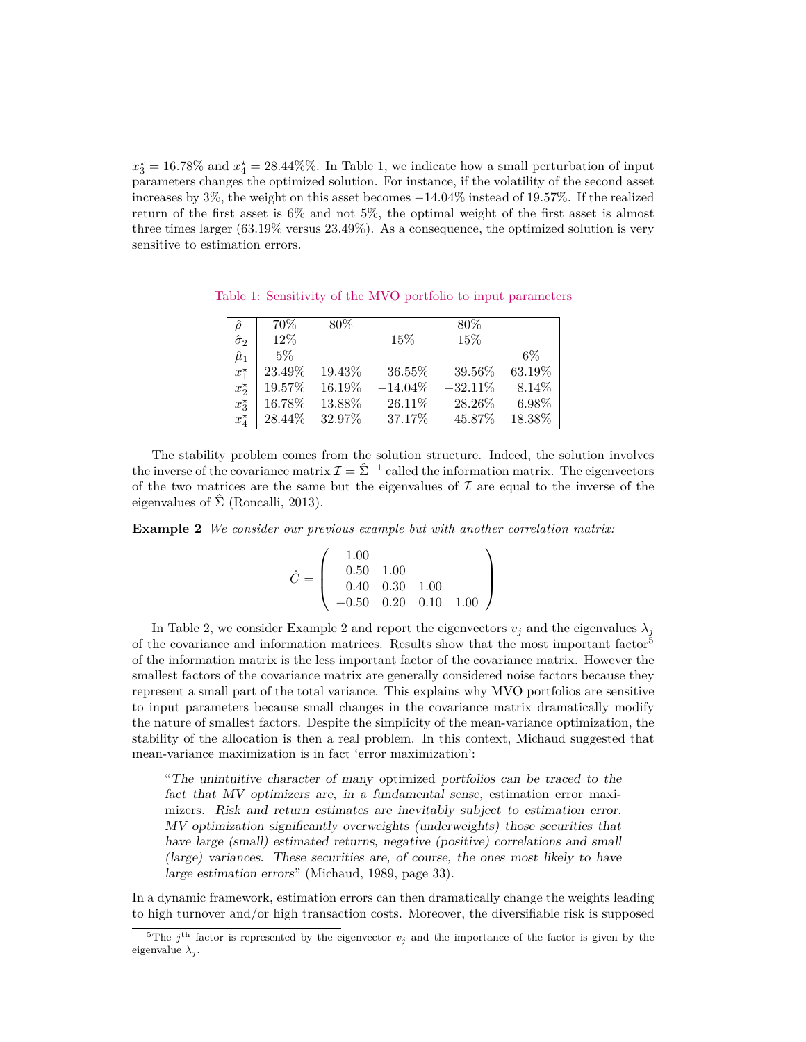$x_3^\star = 16.78\%$ and $x_4^\star = 28.44\%\%$. In Table 1, we indicate how a small perturbation of input parameters changes the optimized solution. For instance, if the volatility of the second asset increases by 3%, the weight on this asset becomes $-14.04\%$ instead of 19.57%. If the realized return of the first asset is 6% and not 5%, the optimal weight of the first asset is almost three times larger (63.19% versus 23.49%). As a consequence, the optimized solution is very sensitive to estimation errors.

Table 1: Sensitivity of the MVO portfolio to input parameters

| | | | | | |
|---|---|---|---|---|---|
| $\hat{\rho}$ | 70% | 80% | | 80% | |
| $\hat{\sigma}_2$ | 12% | | 15% | 15% | |
| $\hat{\mu}_1$ | 5% | | | | 6% |
| $x_1^\star$ | 23.49% | 19.43% | 36.55% | 39.56% | 63.19% |
| $x_2^\star$ | 19.57% | 16.19% | $-14.04\%$ | $-32.11\%$ | 8.14% |
| $x_3^\star$ | 16.78% | 13.88% | 26.11% | 28.26% | 6.98% |
| $x_4^\star$ | 28.44% | 32.97% | 37.17% | 45.87% | 18.38% |

The stability problem comes from the solution structure. Indeed, the solution involves the inverse of the covariance matrix $\mathcal{I} = \hat{\Sigma}^{-1}$ called the information matrix. The eigenvectors of the two matrices are the same but the eigenvalues of $\mathcal{I}$ are equal to the inverse of the eigenvalues of $\hat{\Sigma}$ (Roncalli, 2013).

**Example 2** *We consider our previous example but with another correlation matrix:*

$$\hat{C} = \begin{pmatrix} 1.00 & & & \\ 0.50 & 1.00 & & \\ 0.40 & 0.30 & 1.00 & \\ -0.50 & 0.20 & 0.10 & 1.00 \end{pmatrix}$$

In Table 2, we consider Example 2 and report the eigenvectors $v_j$ and the eigenvalues $\lambda_j$ of the covariance and information matrices. Results show that the most important factor[5] of the information matrix is the less important factor of the covariance matrix. However the smallest factors of the covariance matrix are generally considered noise factors because they represent a small part of the total variance. This explains why MVO portfolios are sensitive to input parameters because small changes in the covariance matrix dramatically modify the nature of smallest factors. Despite the simplicity of the mean-variance optimization, the stability of the allocation is then a real problem. In this context, Michaud suggested that mean-variance maximization is in fact 'error maximization':

> "*The unintuitive character of many* optimized *portfolios can be traced to the fact that MV optimizers are, in a fundamental sense,* estimation error maximizers. *Risk and return estimates are inevitably subject to estimation error. MV optimization significantly overweights (underweights) those securities that have large (small) estimated returns, negative (positive) correlations and small (large) variances. These securities are, of course, the ones most likely to have large estimation errors*" (Michaud, 1989, page 33).

In a dynamic framework, estimation errors can then dramatically change the weights leading to high turnover and/or high transaction costs. Moreover, the diversifiable risk is supposed

[5] The $j^{\text{th}}$ factor is represented by the eigenvector $v_j$ and the importance of the factor is given by the eigenvalue $\lambda_j$.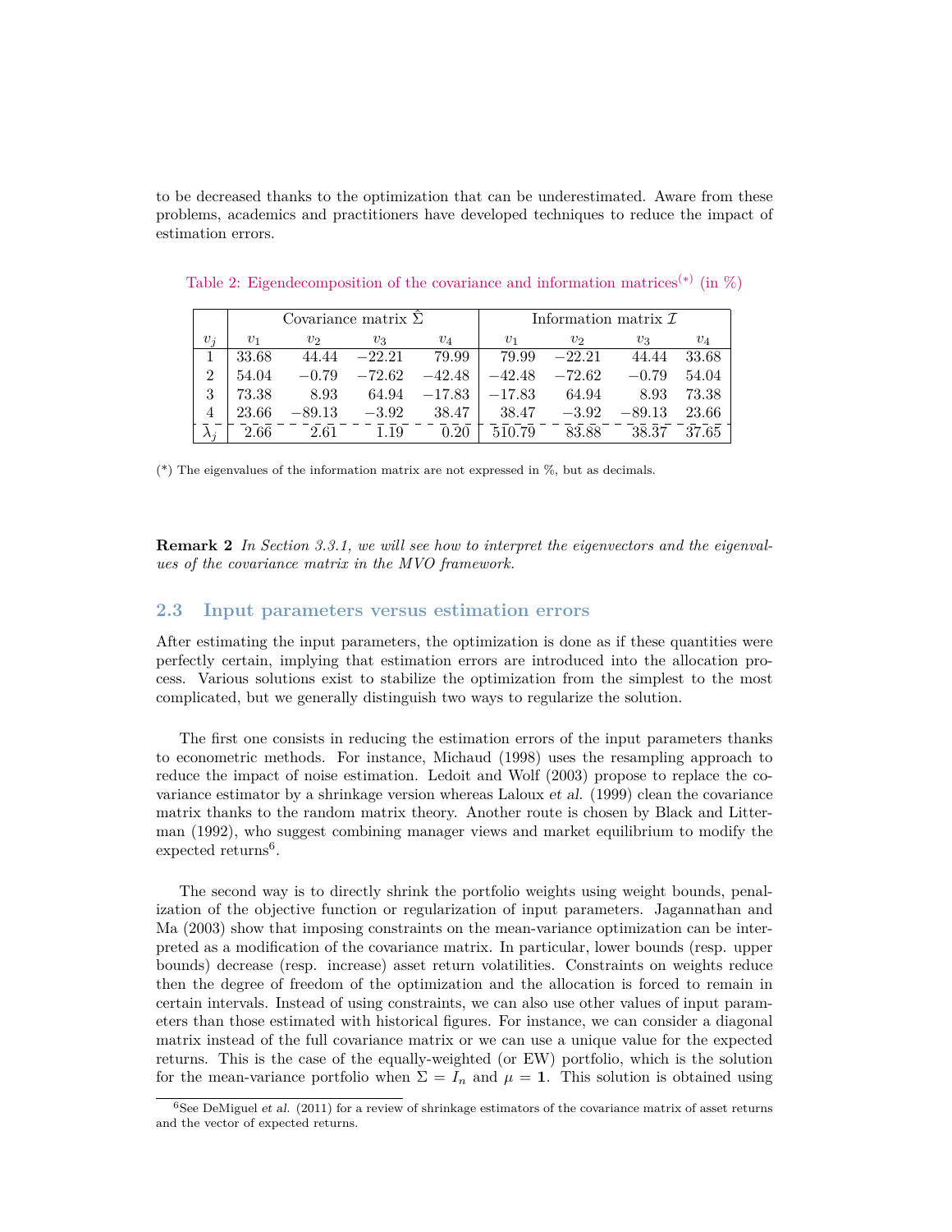to be decreased thanks to the optimization that can be underestimated. Aware from these problems, academics and practitioners have developed techniques to reduce the impact of estimation errors.

Table 2: Eigendecomposition of the covariance and information matrices(*) (in %)

| | Covariance matrix $\hat{\Sigma}$ | | | | Information matrix $\mathcal{I}$ | | | |
|---|---|---|---|---|---|---|---|---|
| $v_j$ | $v_1$ | $v_2$ | $v_3$ | $v_4$ | $v_1$ | $v_2$ | $v_3$ | $v_4$ |
| 1 | 33.68 | 44.44 | −22.21 | 79.99 | 79.99 | −22.21 | 44.44 | 33.68 |
| 2 | 54.04 | −0.79 | −72.62 | −42.48 | −42.48 | −72.62 | −0.79 | 54.04 |
| 3 | 73.38 | 8.93 | 64.94 | −17.83 | −17.83 | 64.94 | 8.93 | 73.38 |
| 4 | 23.66 | −89.13 | −3.92 | 38.47 | 38.47 | −3.92 | −89.13 | 23.66 |
| $\lambda_j$ | 2.66 | 2.61 | 1.19 | 0.20 | 510.79 | 83.88 | 38.37 | 37.65 |

(*) The eigenvalues of the information matrix are not expressed in %, but as decimals.

**Remark 2** *In Section 3.3.1, we will see how to interpret the eigenvectors and the eigenvalues of the covariance matrix in the MVO framework.*

## 2.3 Input parameters versus estimation errors

After estimating the input parameters, the optimization is done as if these quantities were perfectly certain, implying that estimation errors are introduced into the allocation process. Various solutions exist to stabilize the optimization from the simplest to the most complicated, but we generally distinguish two ways to regularize the solution.

The first one consists in reducing the estimation errors of the input parameters thanks to econometric methods. For instance, Michaud (1998) uses the resampling approach to reduce the impact of noise estimation. Ledoit and Wolf (2003) propose to replace the covariance estimator by a shrinkage version whereas Laloux *et al.* (1999) clean the covariance matrix thanks to the random matrix theory. Another route is chosen by Black and Litterman (1992), who suggest combining manager views and market equilibrium to modify the expected returns[6].

The second way is to directly shrink the portfolio weights using weight bounds, penalization of the objective function or regularization of input parameters. Jagannathan and Ma (2003) show that imposing constraints on the mean-variance optimization can be interpreted as a modification of the covariance matrix. In particular, lower bounds (resp. upper bounds) decrease (resp. increase) asset return volatilities. Constraints on weights reduce then the degree of freedom of the optimization and the allocation is forced to remain in certain intervals. Instead of using constraints, we can also use other values of input parameters than those estimated with historical figures. For instance, we can consider a diagonal matrix instead of the full covariance matrix or we can use a unique value for the expected returns. This is the case of the equally-weighted (or EW) portfolio, which is the solution for the mean-variance portfolio when $\Sigma = I_n$ and $\mu = \mathbf{1}$. This solution is obtained using

[6] See DeMiguel *et al.* (2011) for a review of shrinkage estimators of the covariance matrix of asset returns and the vector of expected returns.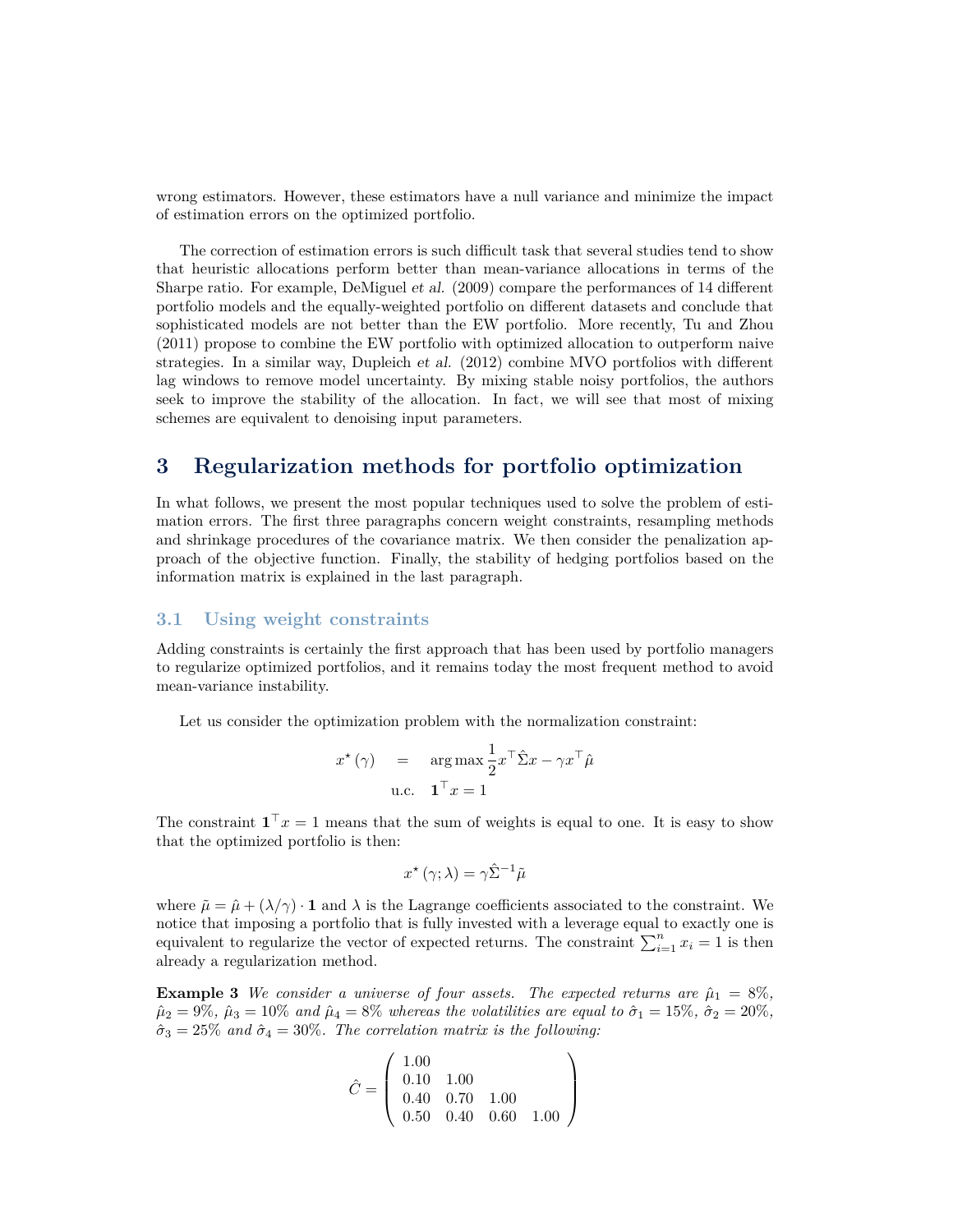wrong estimators. However, these estimators have a null variance and minimize the impact of estimation errors on the optimized portfolio.

The correction of estimation errors is such difficult task that several studies tend to show that heuristic allocations perform better than mean-variance allocations in terms of the Sharpe ratio. For example, DeMiguel *et al.* (2009) compare the performances of 14 different portfolio models and the equally-weighted portfolio on different datasets and conclude that sophisticated models are not better than the EW portfolio. More recently, Tu and Zhou (2011) propose to combine the EW portfolio with optimized allocation to outperform naive strategies. In a similar way, Dupleich *et al.* (2012) combine MVO portfolios with different lag windows to remove model uncertainty. By mixing stable noisy portfolios, the authors seek to improve the stability of the allocation. In fact, we will see that most of mixing schemes are equivalent to denoising input parameters.

# 3 Regularization methods for portfolio optimization

In what follows, we present the most popular techniques used to solve the problem of estimation errors. The first three paragraphs concern weight constraints, resampling methods and shrinkage procedures of the covariance matrix. We then consider the penalization approach of the objective function. Finally, the stability of hedging portfolios based on the information matrix is explained in the last paragraph.

## 3.1 Using weight constraints

Adding constraints is certainly the first approach that has been used by portfolio managers to regularize optimized portfolios, and it remains today the most frequent method to avoid mean-variance instability.

Let us consider the optimization problem with the normalization constraint:

$$
\begin{aligned}
x^{\star}(\gamma) \quad &= \quad \arg\max \frac{1}{2} x^{\top} \hat{\Sigma} x - \gamma x^{\top} \hat{\mu} \\
&\text{u.c.} \quad \mathbf{1}^{\top} x = 1
\end{aligned}
$$

The constraint $\mathbf{1}^{\top} x = 1$ means that the sum of weights is equal to one. It is easy to show that the optimized portfolio is then:

$$
x^{\star}(\gamma; \lambda) = \gamma \hat{\Sigma}^{-1} \tilde{\mu}
$$

where $\tilde{\mu} = \hat{\mu} + (\lambda / \gamma) \cdot \mathbf{1}$ and $\lambda$ is the Lagrange coefficients associated to the constraint. We notice that imposing a portfolio that is fully invested with a leverage equal to exactly one is equivalent to regularize the vector of expected returns. The constraint $\sum_{i=1}^{n} x_i = 1$ is then already a regularization method.

**Example 3** *We consider a universe of four assets. The expected returns are $\hat{\mu}_1 = 8\%$, $\hat{\mu}_2 = 9\%$, $\hat{\mu}_3 = 10\%$ and $\hat{\mu}_4 = 8\%$ whereas the volatilities are equal to $\hat{\sigma}_1 = 15\%$, $\hat{\sigma}_2 = 20\%$, $\hat{\sigma}_3 = 25\%$ and $\hat{\sigma}_4 = 30\%$. The correlation matrix is the following:*

$$
\hat{C} = \begin{pmatrix}
1.00 & & & \\
0.10 & 1.00 & & \\
0.40 & 0.70 & 1.00 & \\
0.50 & 0.40 & 0.60 & 1.00
\end{pmatrix}
$$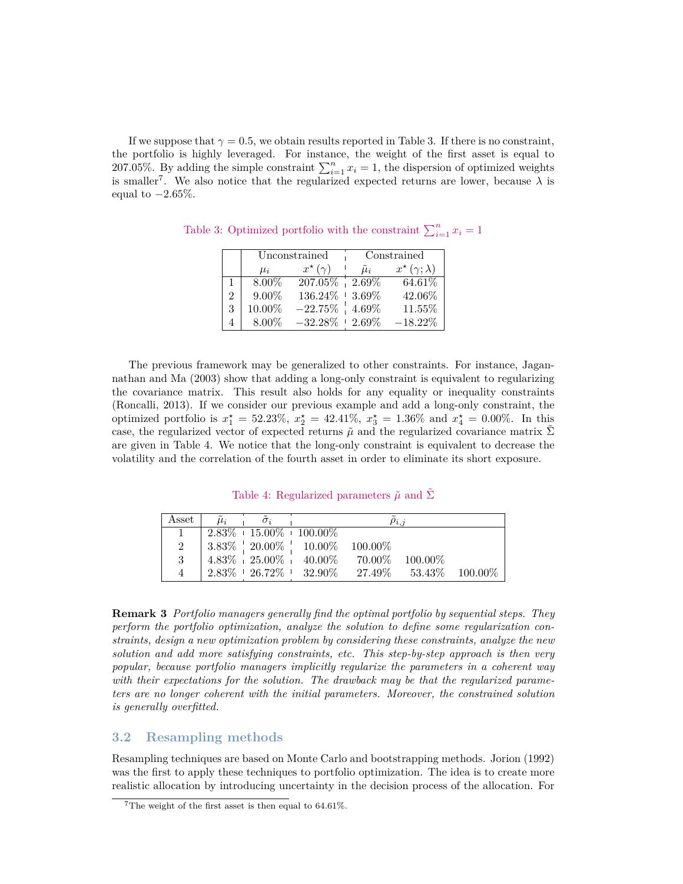If we suppose that $\gamma = 0.5$, we obtain results reported in Table 3. If there is no constraint, the portfolio is highly leveraged. For instance, the weight of the first asset is equal to 207.05%. By adding the simple constraint $\sum_{i=1}^{n} x_i = 1$, the dispersion of optimized weights is smaller[7]. We also notice that the regularized expected returns are lower, because $\lambda$ is equal to $-2.65\%$.

Table 3: Optimized portfolio with the constraint $\sum_{i=1}^{n} x_i = 1$

| | Unconstrained | | Constrained | |
|---|---|---|---|---|
| | $\mu_i$ | $x^\star(\gamma)$ | $\tilde{\mu}_i$ | $x^\star(\gamma;\lambda)$ |
| 1 | 8.00% | 207.05% | 2.69% | 64.61% |
| 2 | 9.00% | 136.24% | 3.69% | 42.06% |
| 3 | 10.00% | −22.75% | 4.69% | 11.55% |
| 4 | 8.00% | −32.28% | 2.69% | −18.22% |

The previous framework may be generalized to other constraints. For instance, Jagannathan and Ma (2003) show that adding a long-only constraint is equivalent to regularizing the covariance matrix. This result also holds for any equality or inequality constraints (Roncalli, 2013). If we consider our previous example and add a long-only constraint, the optimized portfolio is $x_1^\star = 52.23\%$, $x_2^\star = 42.41\%$, $x_3^\star = 1.36\%$ and $x_4^\star = 0.00\%$. In this case, the regularized vector of expected returns $\tilde{\mu}$ and the regularized covariance matrix $\tilde{\Sigma}$ are given in Table 4. We notice that the long-only constraint is equivalent to decrease the volatility and the correlation of the fourth asset in order to eliminate its short exposure.

Table 4: Regularized parameters $\tilde{\mu}$ and $\tilde{\Sigma}$

| Asset | $\tilde{\mu}_i$ | $\tilde{\sigma}_i$ | $\tilde{\rho}_{i,j}$ | | | |
|---|---|---|---|---|---|---|
| 1 | 2.83% | 15.00% | 100.00% | | | |
| 2 | 3.83% | 20.00% | 10.00% | 100.00% | | |
| 3 | 4.83% | 25.00% | 40.00% | 70.00% | 100.00% | |
| 4 | 2.83% | 26.72% | 32.90% | 27.49% | 53.43% | 100.00% |

**Remark 3** *Portfolio managers generally find the optimal portfolio by sequential steps. They perform the portfolio optimization, analyze the solution to define some regularization constraints, design a new optimization problem by considering these constraints, analyze the new solution and add more satisfying constraints, etc. This step-by-step approach is then very popular, because portfolio managers implicitly regularize the parameters in a coherent way with their expectations for the solution. The drawback may be that the regularized parameters are no longer coherent with the initial parameters. Moreover, the constrained solution is generally overfitted.*

## 3.2 Resampling methods

Resampling techniques are based on Monte Carlo and bootstrapping methods. Jorion (1992) was the first to apply these techniques to portfolio optimization. The idea is to create more realistic allocation by introducing uncertainty in the decision process of the allocation. For

[7] The weight of the first asset is then equal to 64.61%.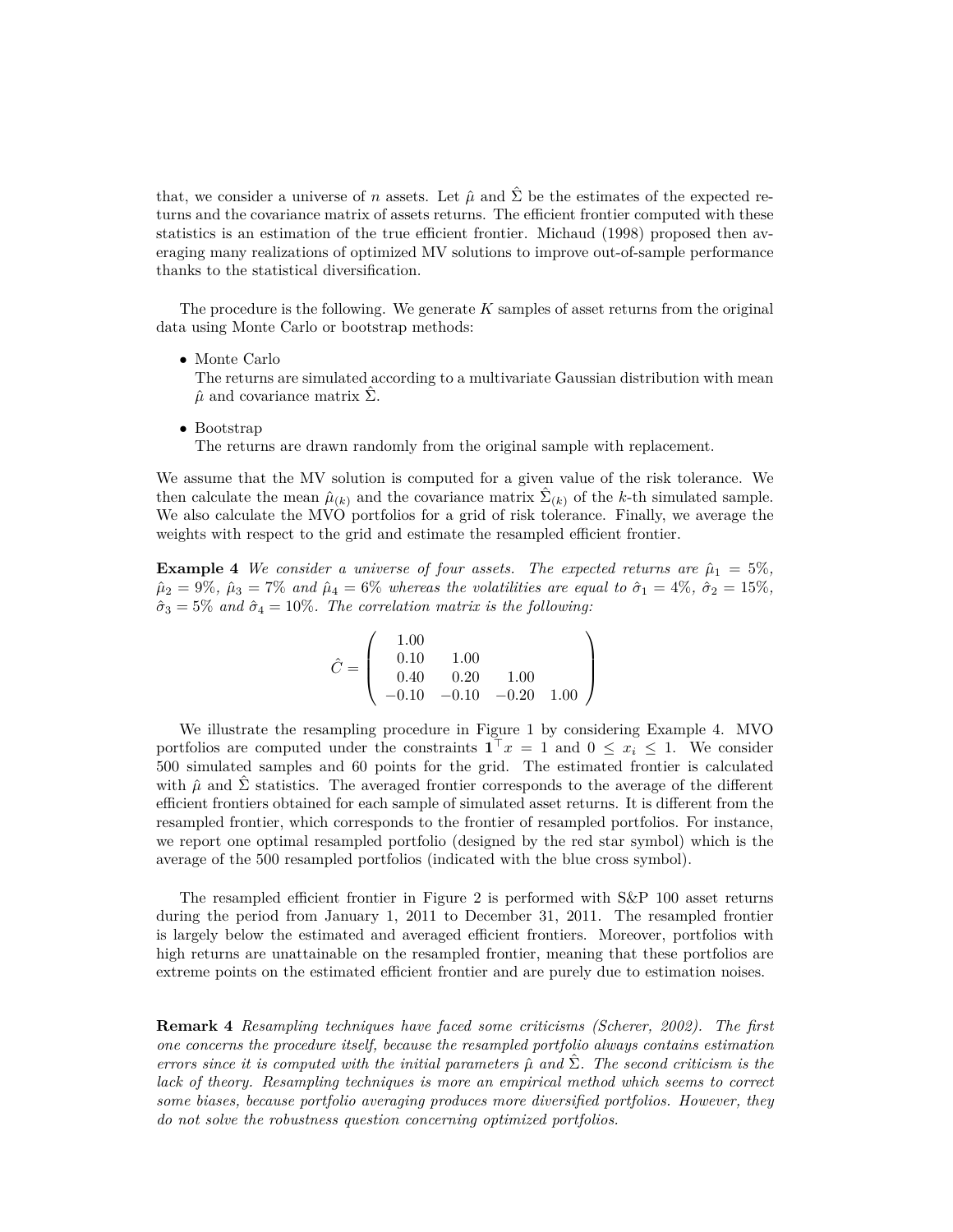that, we consider a universe of $n$ assets. Let $\hat{\mu}$ and $\hat{\Sigma}$ be the estimates of the expected returns and the covariance matrix of assets returns. The efficient frontier computed with these statistics is an estimation of the true efficient frontier. Michaud (1998) proposed then averaging many realizations of optimized MV solutions to improve out-of-sample performance thanks to the statistical diversification.

The procedure is the following. We generate $K$ samples of asset returns from the original data using Monte Carlo or bootstrap methods:

- Monte Carlo
  The returns are simulated according to a multivariate Gaussian distribution with mean $\hat{\mu}$ and covariance matrix $\hat{\Sigma}$.

- Bootstrap
  The returns are drawn randomly from the original sample with replacement.

We assume that the MV solution is computed for a given value of the risk tolerance. We then calculate the mean $\hat{\mu}_{(k)}$ and the covariance matrix $\hat{\Sigma}_{(k)}$ of the $k$-th simulated sample. We also calculate the MVO portfolios for a grid of risk tolerance. Finally, we average the weights with respect to the grid and estimate the resampled efficient frontier.

**Example 4** *We consider a universe of four assets. The expected returns are $\hat{\mu}_1 = 5\%$, $\hat{\mu}_2 = 9\%$, $\hat{\mu}_3 = 7\%$ and $\hat{\mu}_4 = 6\%$ whereas the volatilities are equal to $\hat{\sigma}_1 = 4\%$, $\hat{\sigma}_2 = 15\%$, $\hat{\sigma}_3 = 5\%$ and $\hat{\sigma}_4 = 10\%$. The correlation matrix is the following:*

$$\hat{C} = \begin{pmatrix} 1.00 & & & \\ 0.10 & 1.00 & & \\ 0.40 & 0.20 & 1.00 & \\ -0.10 & -0.10 & -0.20 & 1.00 \end{pmatrix}$$

We illustrate the resampling procedure in Figure 1 by considering Example 4. MVO portfolios are computed under the constraints $\mathbf{1}^\top x = 1$ and $0 \leq x_i \leq 1$. We consider 500 simulated samples and 60 points for the grid. The estimated frontier is calculated with $\hat{\mu}$ and $\hat{\Sigma}$ statistics. The averaged frontier corresponds to the average of the different efficient frontiers obtained for each sample of simulated asset returns. It is different from the resampled frontier, which corresponds to the frontier of resampled portfolios. For instance, we report one optimal resampled portfolio (designed by the red star symbol) which is the average of the 500 resampled portfolios (indicated with the blue cross symbol).

The resampled efficient frontier in Figure 2 is performed with S&P 100 asset returns during the period from January 1, 2011 to December 31, 2011. The resampled frontier is largely below the estimated and averaged efficient frontiers. Moreover, portfolios with high returns are unattainable on the resampled frontier, meaning that these portfolios are extreme points on the estimated efficient frontier and are purely due to estimation noises.

**Remark 4** *Resampling techniques have faced some criticisms (Scherer, 2002). The first one concerns the procedure itself, because the resampled portfolio always contains estimation errors since it is computed with the initial parameters $\hat{\mu}$ and $\hat{\Sigma}$. The second criticism is the lack of theory. Resampling techniques is more an empirical method which seems to correct some biases, because portfolio averaging produces more diversified portfolios. However, they do not solve the robustness question concerning optimized portfolios.*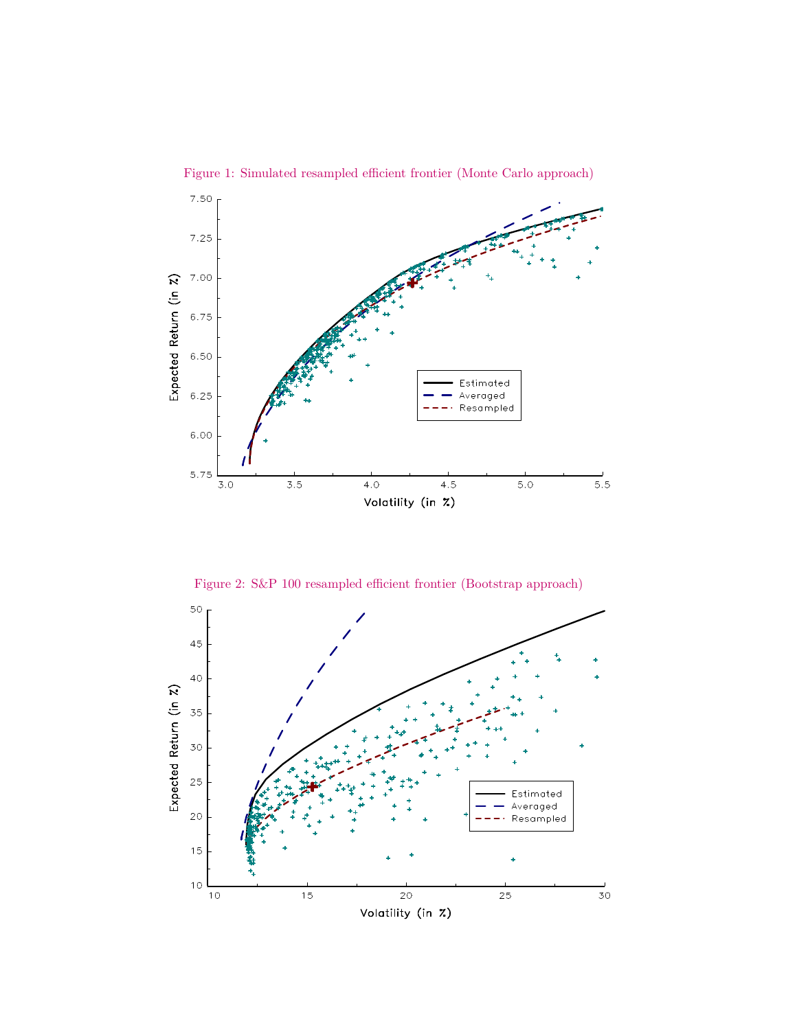Figure 1: Simulated resampled efficient frontier (Monte Carlo approach)

Figure 2: S&P 100 resampled efficient frontier (Bootstrap approach)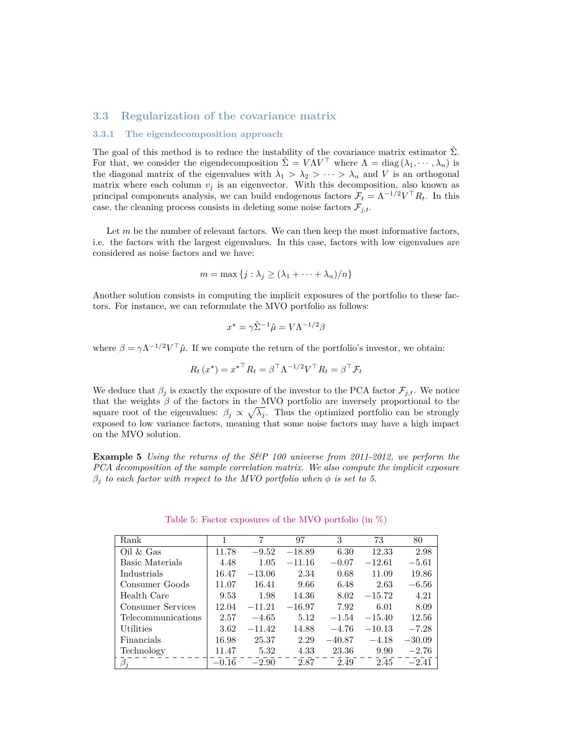### 3.3 Regularization of the covariance matrix

#### 3.3.1 The eigendecomposition approach

The goal of this method is to reduce the instability of the covariance matrix estimator $\hat{\Sigma}$. For that, we consider the eigendecomposition $\hat{\Sigma} = V \Lambda V^\top$ where $\Lambda = \operatorname{diag}(\lambda_1, \cdots, \lambda_n)$ is the diagonal matrix of the eigenvalues with $\lambda_1 > \lambda_2 > \cdots > \lambda_n$ and $V$ is an orthogonal matrix where each column $v_j$ is an eigenvector. With this decomposition, also known as principal components analysis, we can build endogenous factors $\mathcal{F}_t = \Lambda^{-1/2} V^\top R_t$. In this case, the cleaning process consists in deleting some noise factors $\mathcal{F}_{j,t}$.

Let $m$ be the number of relevant factors. We can then keep the most informative factors, i.e. the factors with the largest eigenvalues. In this case, factors with low eigenvalues are considered as noise factors and we have:

$$m = \max\{j : \lambda_j \geq (\lambda_1 + \cdots + \lambda_n)/n\}$$

Another solution consists in computing the implicit exposures of the portfolio to these factors. For instance, we can reformulate the MVO portfolio as follows:

$$x^\star = \gamma \hat{\Sigma}^{-1} \hat{\mu} = V \Lambda^{-1/2} \beta$$

where $\beta = \gamma \Lambda^{-1/2} V^\top \hat{\mu}$. If we compute the return of the portfolio's investor, we obtain:

$$R_t(x^\star) = x^{\star\top} R_t = \beta^\top \Lambda^{-1/2} V^\top R_t = \beta^\top \mathcal{F}_t$$

We deduce that $\beta_j$ is exactly the exposure of the investor to the PCA factor $\mathcal{F}_{j,t}$. We notice that the weights $\beta$ of the factors in the MVO portfolio are inversely proportional to the square root of the eigenvalues: $\beta_j \propto \sqrt{\lambda_j}$. Thus the optimized portfolio can be strongly exposed to low variance factors, meaning that some noise factors may have a high impact on the MVO solution.

**Example 5** *Using the returns of the S&P 100 universe from 2011-2012, we perform the PCA decomposition of the sample correlation matrix. We also compute the implicit exposure $\beta_j$ to each factor with respect to the MVO portfolio when $\phi$ is set to 5.*

Table 5: Factor exposures of the MVO portfolio (in %)

| Rank | 1 | 7 | 97 | 3 | 73 | 80 |
|---|---|---|---|---|---|---|
| Oil & Gas | 11.78 | −9.52 | −18.89 | 6.30 | 12.33 | 2.98 |
| Basic Materials | 4.48 | 1.05 | −11.16 | −0.07 | −12.61 | −5.61 |
| Industrials | 16.47 | −13.06 | 2.34 | 0.68 | 11.09 | 19.86 |
| Consumer Goods | 11.07 | 16.41 | 9.66 | 6.48 | 2.63 | −6.56 |
| Health Care | 9.53 | 1.98 | 14.36 | 8.02 | −15.72 | 4.21 |
| Consumer Services | 12.04 | −11.21 | −16.97 | 7.92 | 6.01 | 8.09 |
| Telecommunications | 2.57 | −4.65 | 5.12 | −1.54 | −15.40 | 12.56 |
| Utilities | 3.62 | −11.42 | 14.88 | −4.76 | −10.13 | −7.28 |
| Financials | 16.98 | 25.37 | 2.29 | −40.87 | −4.18 | −30.09 |
| Technology | 11.47 | 5.32 | 4.33 | 23.36 | 9.90 | −2.76 |
| $\beta_j$ | −0.16 | −2.90 | 2.87 | 2.49 | 2.45 | −2.41 |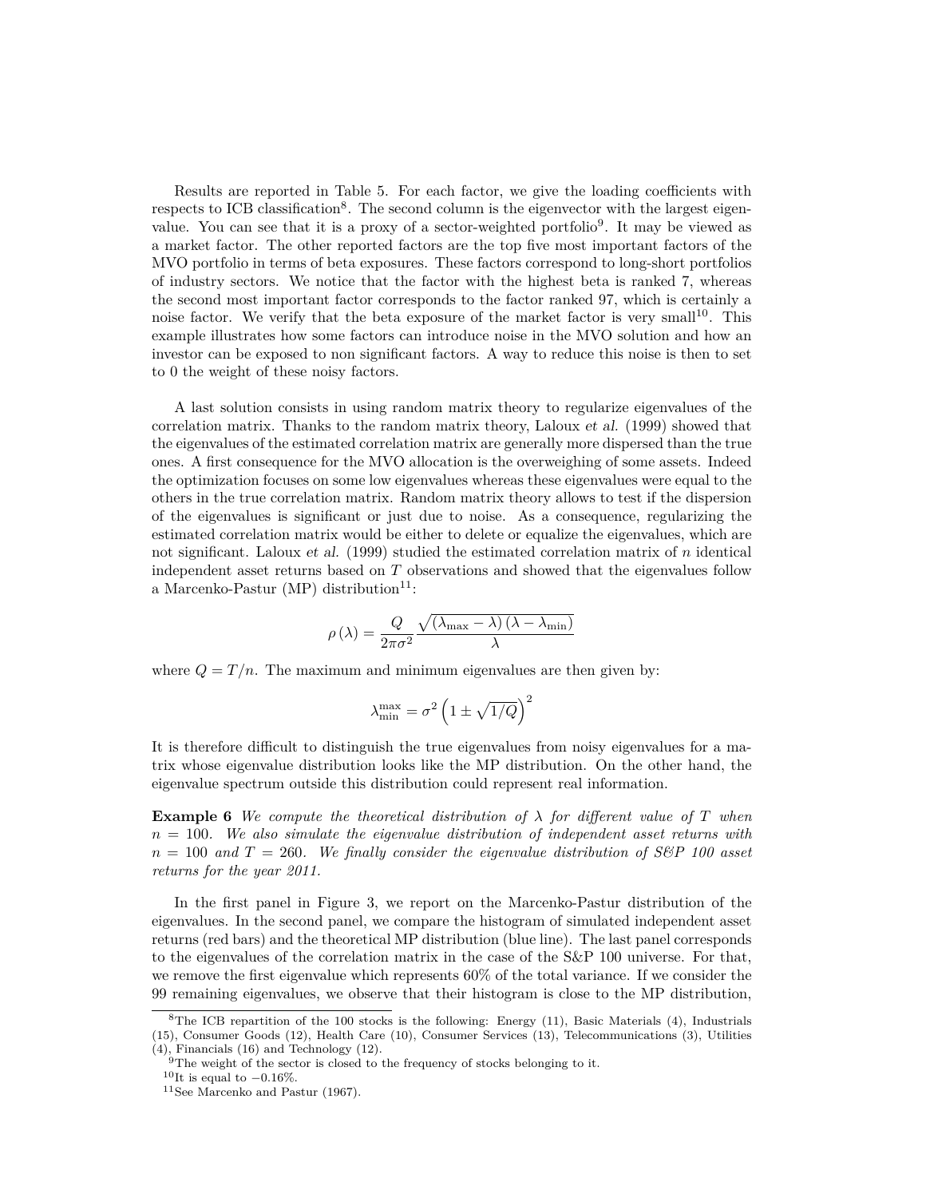Results are reported in Table 5. For each factor, we give the loading coefficients with respects to ICB classification[8]. The second column is the eigenvector with the largest eigenvalue. You can see that it is a proxy of a sector-weighted portfolio[9]. It may be viewed as a market factor. The other reported factors are the top five most important factors of the MVO portfolio in terms of beta exposures. These factors correspond to long-short portfolios of industry sectors. We notice that the factor with the highest beta is ranked 7, whereas the second most important factor corresponds to the factor ranked 97, which is certainly a noise factor. We verify that the beta exposure of the market factor is very small[10]. This example illustrates how some factors can introduce noise in the MVO solution and how an investor can be exposed to non significant factors. A way to reduce this noise is then to set to 0 the weight of these noisy factors.

A last solution consists in using random matrix theory to regularize eigenvalues of the correlation matrix. Thanks to the random matrix theory, Laloux *et al.* (1999) showed that the eigenvalues of the estimated correlation matrix are generally more dispersed than the true ones. A first consequence for the MVO allocation is the overweighing of some assets. Indeed the optimization focuses on some low eigenvalues whereas these eigenvalues were equal to the others in the true correlation matrix. Random matrix theory allows to test if the dispersion of the eigenvalues is significant or just due to noise. As a consequence, regularizing the estimated correlation matrix would be either to delete or equalize the eigenvalues, which are not significant. Laloux *et al.* (1999) studied the estimated correlation matrix of $n$ identical independent asset returns based on $T$ observations and showed that the eigenvalues follow a Marcenko-Pastur (MP) distribution[11]:

$$\rho(\lambda) = \frac{Q}{2\pi\sigma^2} \frac{\sqrt{(\lambda_{\max} - \lambda)(\lambda - \lambda_{\min})}}{\lambda}$$

where $Q = T/n$. The maximum and minimum eigenvalues are then given by:

$$\lambda_{\min}^{\max} = \sigma^2 \left(1 \pm \sqrt{1/Q}\right)^2$$

It is therefore difficult to distinguish the true eigenvalues from noisy eigenvalues for a matrix whose eigenvalue distribution looks like the MP distribution. On the other hand, the eigenvalue spectrum outside this distribution could represent real information.

**Example 6** *We compute the theoretical distribution of $\lambda$ for different value of $T$ when $n = 100$. We also simulate the eigenvalue distribution of independent asset returns with $n = 100$ and $T = 260$. We finally consider the eigenvalue distribution of S&P 100 asset returns for the year 2011.*

In the first panel in Figure 3, we report on the Marcenko-Pastur distribution of the eigenvalues. In the second panel, we compare the histogram of simulated independent asset returns (red bars) and the theoretical MP distribution (blue line). The last panel corresponds to the eigenvalues of the correlation matrix in the case of the S&P 100 universe. For that, we remove the first eigenvalue which represents 60% of the total variance. If we consider the 99 remaining eigenvalues, we observe that their histogram is close to the MP distribution,

---

[8] The ICB repartition of the 100 stocks is the following: Energy (11), Basic Materials (4), Industrials (15), Consumer Goods (12), Health Care (10), Consumer Services (13), Telecommunications (3), Utilities (4), Financials (16) and Technology (12).

[9] The weight of the sector is closed to the frequency of stocks belonging to it.

[10] It is equal to −0.16%.

[11] See Marcenko and Pastur (1967).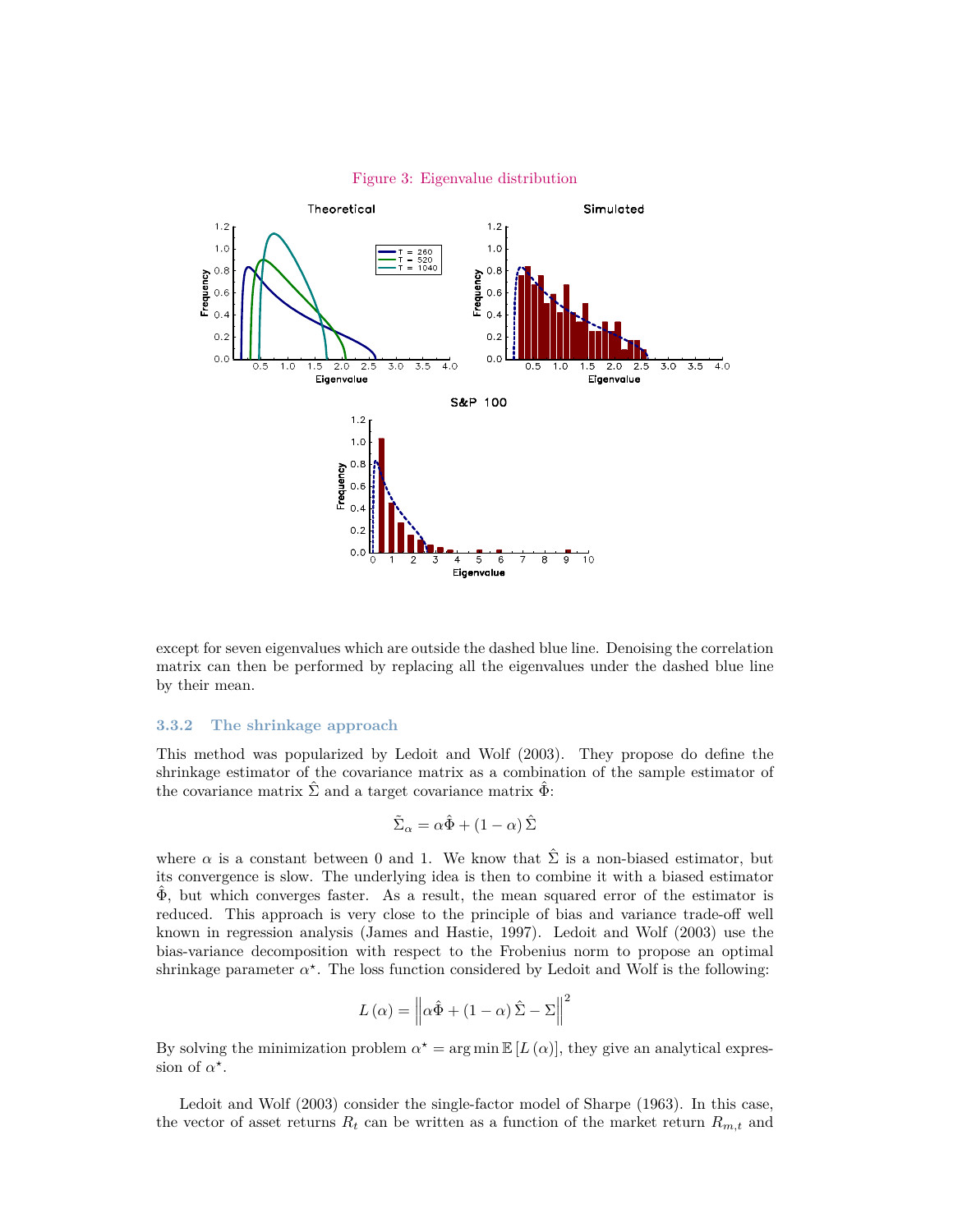Figure 3: Eigenvalue distribution

except for seven eigenvalues which are outside the dashed blue line. Denoising the correlation matrix can then be performed by replacing all the eigenvalues under the dashed blue line by their mean.

### 3.3.2 The shrinkage approach

This method was popularized by Ledoit and Wolf (2003). They propose do define the shrinkage estimator of the covariance matrix as a combination of the sample estimator of the covariance matrix $\hat{\Sigma}$ and a target covariance matrix $\hat{\Phi}$:

$$\tilde{\Sigma}_{\alpha} = \alpha\hat{\Phi} + (1-\alpha)\,\hat{\Sigma}$$

where $\alpha$ is a constant between 0 and 1. We know that $\hat{\Sigma}$ is a non-biased estimator, but its convergence is slow. The underlying idea is then to combine it with a biased estimator $\hat{\Phi}$, but which converges faster. As a result, the mean squared error of the estimator is reduced. This approach is very close to the principle of bias and variance trade-off well known in regression analysis (James and Hastie, 1997). Ledoit and Wolf (2003) use the bias-variance decomposition with respect to the Frobenius norm to propose an optimal shrinkage parameter $\alpha^{\star}$. The loss function considered by Ledoit and Wolf is the following:

$$L(\alpha) = \left\| \alpha\hat{\Phi} + (1-\alpha)\,\hat{\Sigma} - \Sigma \right\|^2$$

By solving the minimization problem $\alpha^{\star} = \arg\min \mathbb{E}\left[L(\alpha)\right]$, they give an analytical expression of $\alpha^{\star}$.

Ledoit and Wolf (2003) consider the single-factor model of Sharpe (1963). In this case, the vector of asset returns $R_t$ can be written as a function of the market return $R_{m,t}$ and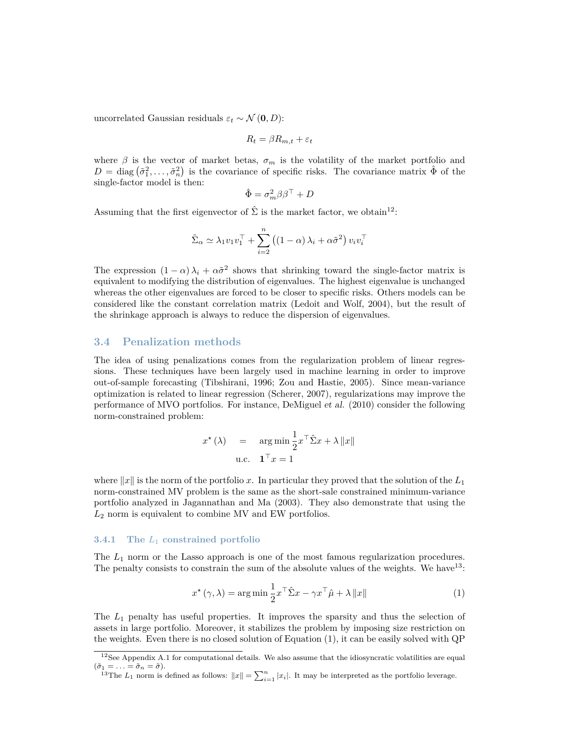uncorrelated Gaussian residuals $\varepsilon_t \sim \mathcal{N}(\mathbf{0}, D)$:

$$R_t = \beta R_{m,t} + \varepsilon_t$$

where $\beta$ is the vector of market betas, $\sigma_m$ is the volatility of the market portfolio and $D = \text{diag}\left(\tilde{\sigma}_1^2, \ldots, \tilde{\sigma}_n^2\right)$ is the covariance of specific risks. The covariance matrix $\hat{\Phi}$ of the single-factor model is then:

$$\hat{\Phi} = \sigma_m^2 \beta\beta^\top + D$$

Assuming that the first eigenvector of $\hat{\Sigma}$ is the market factor, we obtain[12]:

$$\tilde{\Sigma}_\alpha \simeq \lambda_1 v_1 v_1^\top + \sum_{i=2}^{n} \left((1-\alpha)\lambda_i + \alpha\tilde{\sigma}^2\right) v_i v_i^\top$$

The expression $(1-\alpha)\lambda_i + \alpha\tilde{\sigma}^2$ shows that shrinking toward the single-factor matrix is equivalent to modifying the distribution of eigenvalues. The highest eigenvalue is unchanged whereas the other eigenvalues are forced to be closer to specific risks. Others models can be considered like the constant correlation matrix (Ledoit and Wolf, 2004), but the result of the shrinkage approach is always to reduce the dispersion of eigenvalues.

## 3.4 Penalization methods

The idea of using penalizations comes from the regularization problem of linear regressions. These techniques have been largely used in machine learning in order to improve out-of-sample forecasting (Tibshirani, 1996; Zou and Hastie, 2005). Since mean-variance optimization is related to linear regression (Scherer, 2007), regularizations may improve the performance of MVO portfolios. For instance, DeMiguel *et al.* (2010) consider the following norm-constrained problem:

$$\begin{aligned} x^\star(\lambda) &= \arg\min \frac{1}{2} x^\top \hat{\Sigma} x + \lambda \|x\| \\ \text{u.c.} \quad & \mathbf{1}^\top x = 1 \end{aligned}$$

where $\|x\|$ is the norm of the portfolio $x$. In particular they proved that the solution of the $L_1$ norm-constrained MV problem is the same as the short-sale constrained minimum-variance portfolio analyzed in Jagannathan and Ma (2003). They also demonstrate that using the $L_2$ norm is equivalent to combine MV and EW portfolios.

### 3.4.1 The $L_1$ constrained portfolio

The $L_1$ norm or the Lasso approach is one of the most famous regularization procedures. The penalty consists to constrain the sum of the absolute values of the weights. We have[13]:

$$x^\star(\gamma, \lambda) = \arg\min \frac{1}{2} x^\top \hat{\Sigma} x - \gamma x^\top \hat{\mu} + \lambda \|x\| \tag{1}$$

The $L_1$ penalty has useful properties. It improves the sparsity and thus the selection of assets in large portfolio. Moreover, it stabilizes the problem by imposing size restriction on the weights. Even there is no closed solution of Equation (1), it can be easily solved with QP

---

[12] See Appendix A.1 for computational details. We also assume that the idiosyncratic volatilities are equal ($\tilde{\sigma}_1 = \ldots = \tilde{\sigma}_n = \tilde{\sigma}$).

[13] The $L_1$ norm is defined as follows: $\|x\| = \sum_{i=1}^{n} |x_i|$. It may be interpreted as the portfolio leverage.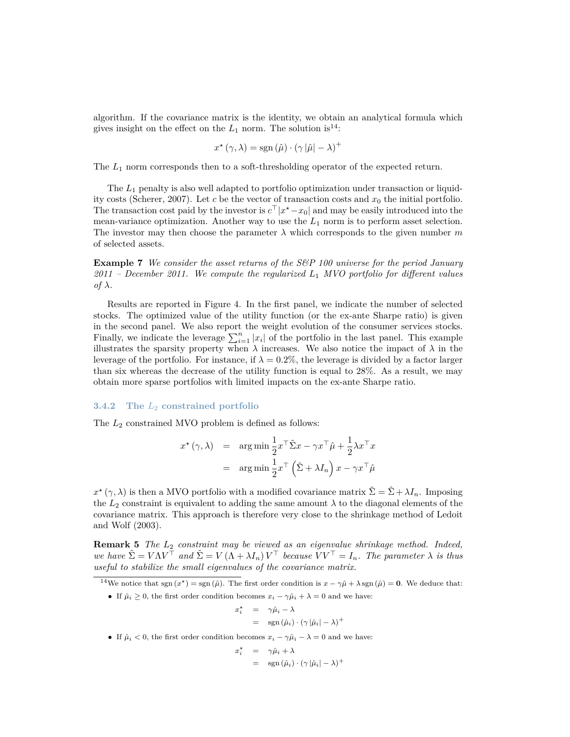algorithm. If the covariance matrix is the identity, we obtain an analytical formula which gives insight on the effect on the $L_1$ norm. The solution is[14]:

$$x^\star(\gamma,\lambda) = \operatorname{sgn}(\hat{\mu}) \cdot (\gamma\,|\hat{\mu}| - \lambda)^+$$

The $L_1$ norm corresponds then to a soft-thresholding operator of the expected return.

The $L_1$ penalty is also well adapted to portfolio optimization under transaction or liquidity costs (Scherer, 2007). Let $c$ be the vector of transaction costs and $x_0$ the initial portfolio. The transaction cost paid by the investor is $c^\top |x^\star - x_0|$ and may be easily introduced into the mean-variance optimization. Another way to use the $L_1$ norm is to perform asset selection. The investor may then choose the parameter $\lambda$ which corresponds to the given number $m$ of selected assets.

**Example 7** *We consider the asset returns of the S&P 100 universe for the period January 2011 – December 2011. We compute the regularized $L_1$ MVO portfolio for different values of $\lambda$.*

Results are reported in Figure 4. In the first panel, we indicate the number of selected stocks. The optimized value of the utility function (or the ex-ante Sharpe ratio) is given in the second panel. We also report the weight evolution of the consumer services stocks. Finally, we indicate the leverage $\sum_{i=1}^n |x_i|$ of the portfolio in the last panel. This example illustrates the sparsity property when $\lambda$ increases. We also notice the impact of $\lambda$ in the leverage of the portfolio. For instance, if $\lambda = 0.2\%$, the leverage is divided by a factor larger than six whereas the decrease of the utility function is equal to 28%. As a result, we may obtain more sparse portfolios with limited impacts on the ex-ante Sharpe ratio.

### 3.4.2 The $L_2$ constrained portfolio

The $L_2$ constrained MVO problem is defined as follows:

$$\begin{aligned}
x^\star(\gamma,\lambda) &= \arg\min \frac{1}{2} x^\top \hat{\Sigma} x - \gamma x^\top \hat{\mu} + \frac{1}{2}\lambda x^\top x \\
&= \arg\min \frac{1}{2} x^\top \left(\hat{\Sigma} + \lambda I_n\right) x - \gamma x^\top \hat{\mu}
\end{aligned}$$

$x^\star(\gamma,\lambda)$ is then a MVO portfolio with a modified covariance matrix $\tilde{\Sigma} = \hat{\Sigma} + \lambda I_n$. Imposing the $L_2$ constraint is equivalent to adding the same amount $\lambda$ to the diagonal elements of the covariance matrix. This approach is therefore very close to the shrinkage method of Ledoit and Wolf (2003).

**Remark 5** *The $L_2$ constraint may be viewed as an eigenvalue shrinkage method. Indeed, we have $\hat{\Sigma} = V \Lambda V^\top$ and $\tilde{\Sigma} = V(\Lambda + \lambda I_n) V^\top$ because $VV^\top = I_n$. The parameter $\lambda$ is thus useful to stabilize the small eigenvalues of the covariance matrix.*

---

[14] We notice that $\operatorname{sgn}(x^\star) = \operatorname{sgn}(\hat{\mu})$. The first order condition is $x - \gamma\hat{\mu} + \lambda \operatorname{sgn}(\hat{\mu}) = \mathbf{0}$. We deduce that:

- If $\hat{\mu}_i \geq 0$, the first order condition becomes $x_i - \gamma\hat{\mu}_i + \lambda = 0$ and we have:

$$\begin{aligned}
x_i^\star &= \gamma\hat{\mu}_i - \lambda \\
&= \operatorname{sgn}(\hat{\mu}_i) \cdot (\gamma\,|\hat{\mu}_i| - \lambda)^+
\end{aligned}$$

- If $\hat{\mu}_i < 0$, the first order condition becomes $x_i - \gamma\hat{\mu}_i - \lambda = 0$ and we have:

$$\begin{aligned}
x_i^\star &= \gamma\hat{\mu}_i + \lambda \\
&= \operatorname{sgn}(\hat{\mu}_i) \cdot (\gamma\,|\hat{\mu}_i| - \lambda)^+
\end{aligned}$$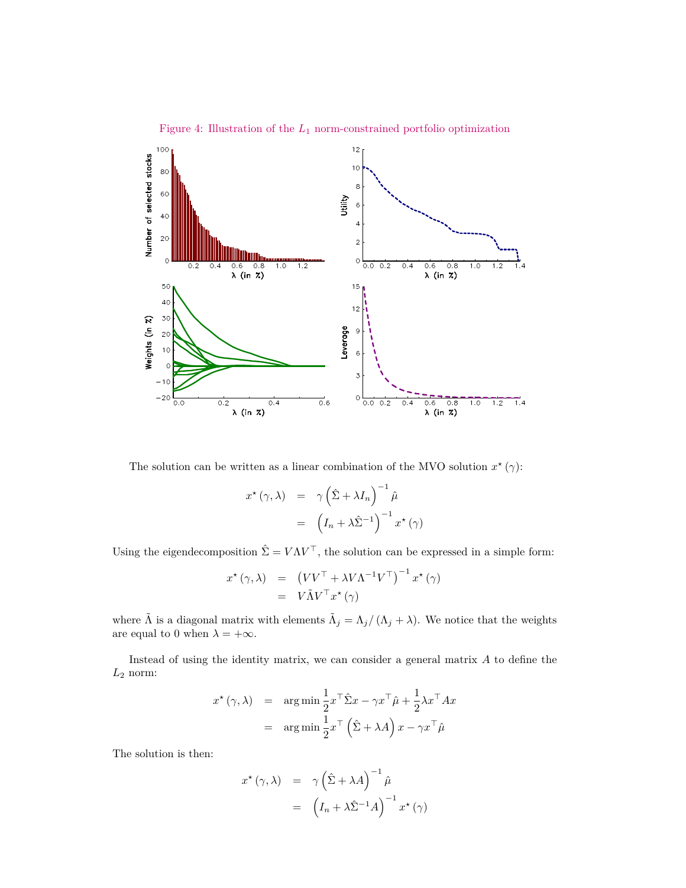Figure 4: Illustration of the $L_1$ norm-constrained portfolio optimization

The solution can be written as a linear combination of the MVO solution $x^\star(\gamma)$:

$$
\begin{aligned}
x^\star(\gamma, \lambda) &= \gamma \left(\hat{\Sigma} + \lambda I_n\right)^{-1} \hat{\mu} \\
&= \left(I_n + \lambda \hat{\Sigma}^{-1}\right)^{-1} x^\star(\gamma)
\end{aligned}
$$

Using the eigendecomposition $\hat{\Sigma} = V \Lambda V^\top$, the solution can be expressed in a simple form:

$$
\begin{aligned}
x^\star(\gamma, \lambda) &= \left(V V^\top + \lambda V \Lambda^{-1} V^\top\right)^{-1} x^\star(\gamma) \\
&= V \tilde{\Lambda} V^\top x^\star(\gamma)
\end{aligned}
$$

where $\tilde{\Lambda}$ is a diagonal matrix with elements $\tilde{\Lambda}_j = \Lambda_j / (\Lambda_j + \lambda)$. We notice that the weights are equal to 0 when $\lambda = +\infty$.

Instead of using the identity matrix, we can consider a general matrix $A$ to define the $L_2$ norm:

$$
\begin{aligned}
x^\star(\gamma, \lambda) &= \arg\min \frac{1}{2} x^\top \hat{\Sigma} x - \gamma x^\top \hat{\mu} + \frac{1}{2} \lambda x^\top A x \\
&= \arg\min \frac{1}{2} x^\top \left(\hat{\Sigma} + \lambda A\right) x - \gamma x^\top \hat{\mu}
\end{aligned}
$$

The solution is then:

$$
\begin{aligned}
x^\star(\gamma, \lambda) &= \gamma \left(\hat{\Sigma} + \lambda A\right)^{-1} \hat{\mu} \\
&= \left(I_n + \lambda \hat{\Sigma}^{-1} A\right)^{-1} x^\star(\gamma)
\end{aligned}
$$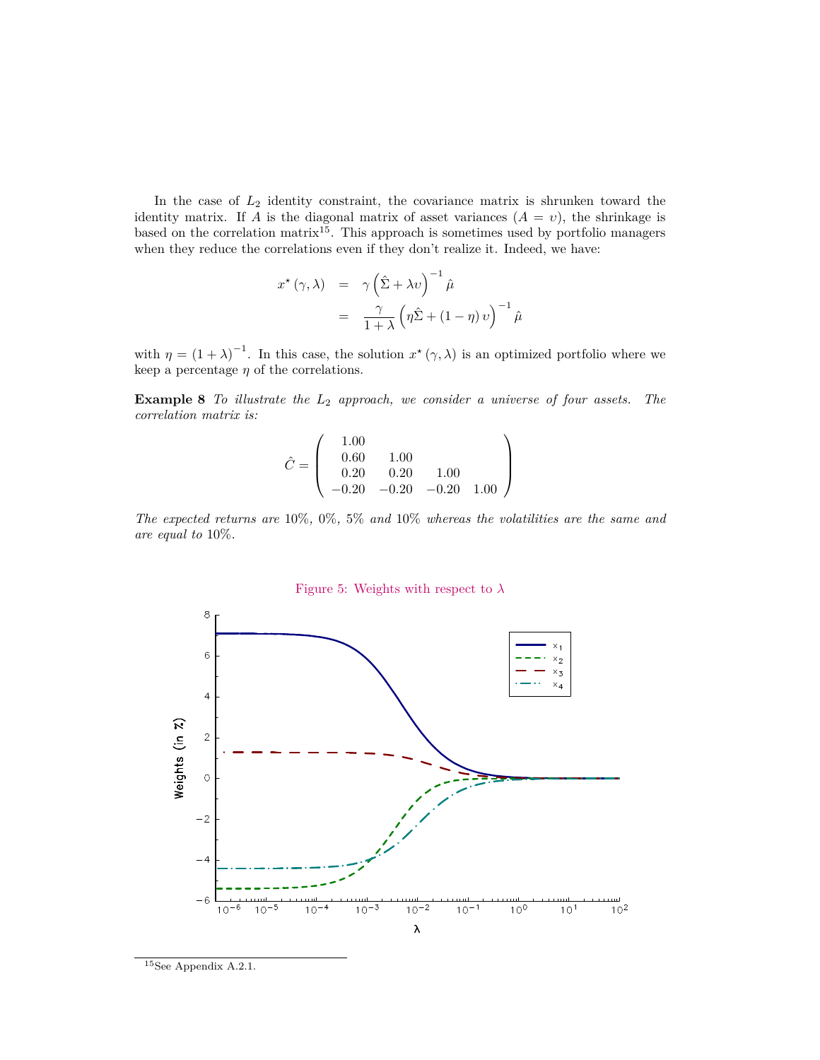In the case of $L_2$ identity constraint, the covariance matrix is shrunken toward the identity matrix. If $A$ is the diagonal matrix of asset variances ($A = \upsilon$), the shrinkage is based on the correlation matrix[15]. This approach is sometimes used by portfolio managers when they reduce the correlations even if they don't realize it. Indeed, we have:

$$
\begin{aligned}
x^{\star}(\gamma, \lambda) &= \gamma \left(\hat{\Sigma} + \lambda \upsilon\right)^{-1} \hat{\mu} \\
&= \frac{\gamma}{1+\lambda} \left(\eta \hat{\Sigma} + (1-\eta)\, \upsilon\right)^{-1} \hat{\mu}
\end{aligned}
$$

with $\eta = (1+\lambda)^{-1}$. In this case, the solution $x^{\star}(\gamma, \lambda)$ is an optimized portfolio where we keep a percentage $\eta$ of the correlations.

**Example 8** *To illustrate the $L_2$ approach, we consider a universe of four assets. The correlation matrix is:*

$$
\hat{C} = \begin{pmatrix}
1.00 & & & \\
0.60 & 1.00 & & \\
0.20 & 0.20 & 1.00 & \\
-0.20 & -0.20 & -0.20 & 1.00
\end{pmatrix}
$$

*The expected returns are 10%, 0%, 5% and 10% whereas the volatilities are the same and are equal to 10%.*

Figure 5: Weights with respect to $\lambda$

[15] See Appendix A.2.1.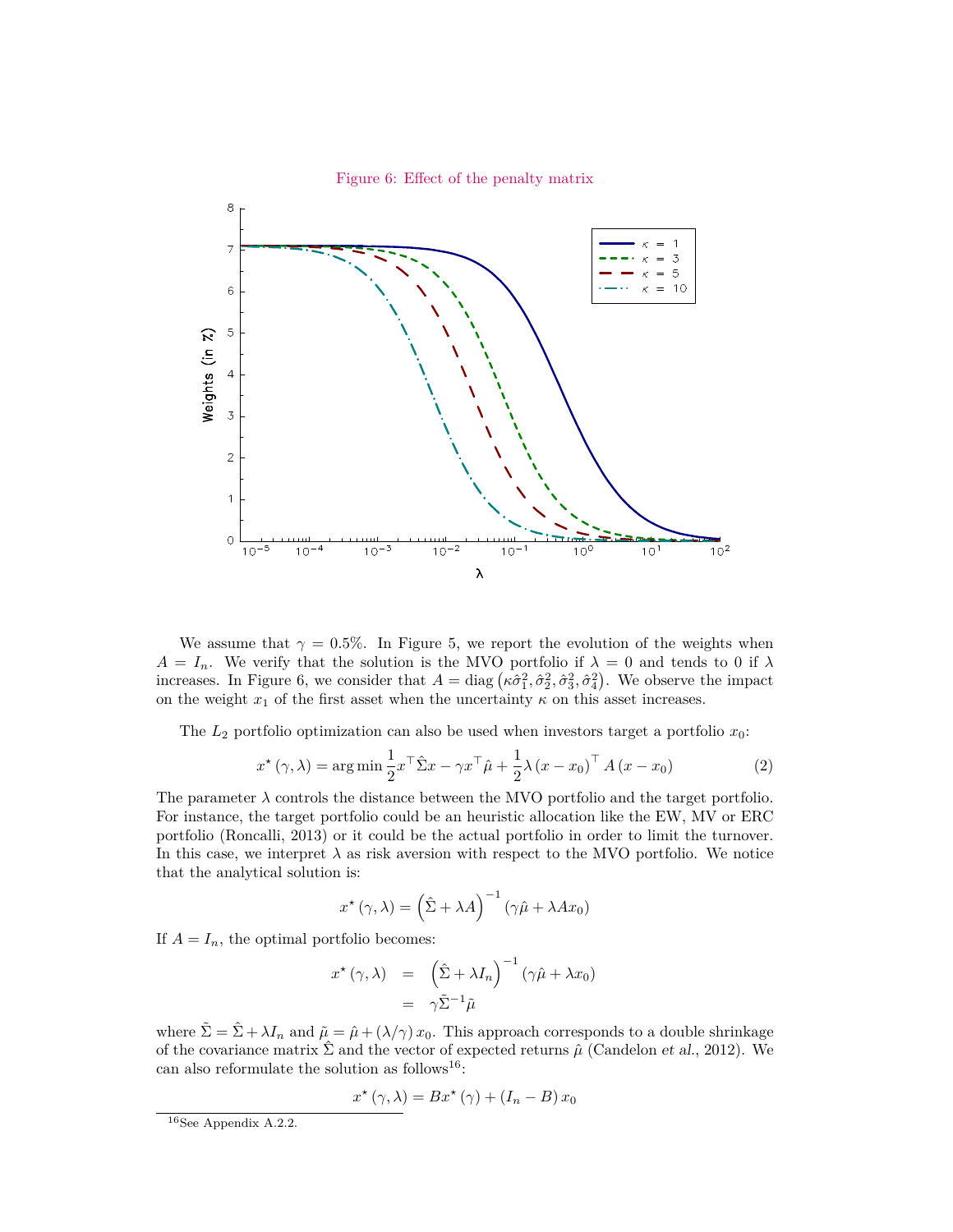Figure 6: Effect of the penalty matrix

We assume that $\gamma = 0.5\%$. In Figure 5, we report the evolution of the weights when $A = I_n$. We verify that the solution is the MVO portfolio if $\lambda = 0$ and tends to 0 if $\lambda$ increases. In Figure 6, we consider that $A = \operatorname{diag}\left(\kappa\hat{\sigma}_1^2, \hat{\sigma}_2^2, \hat{\sigma}_3^2, \hat{\sigma}_4^2\right)$. We observe the impact on the weight $x_1$ of the first asset when the uncertainty $\kappa$ on this asset increases.

The $L_2$ portfolio optimization can also be used when investors target a portfolio $x_0$:

$$x^\star(\gamma, \lambda) = \arg\min \frac{1}{2} x^\top \hat{\Sigma} x - \gamma x^\top \hat{\mu} + \frac{1}{2} \lambda (x - x_0)^\top A (x - x_0) \tag{2}$$

The parameter $\lambda$ controls the distance between the MVO portfolio and the target portfolio. For instance, the target portfolio could be an heuristic allocation like the EW, MV or ERC portfolio (Roncalli, 2013) or it could be the actual portfolio in order to limit the turnover. In this case, we interpret $\lambda$ as risk aversion with respect to the MVO portfolio. We notice that the analytical solution is:

$$x^\star(\gamma, \lambda) = \left(\hat{\Sigma} + \lambda A\right)^{-1} (\gamma \hat{\mu} + \lambda A x_0)$$

If $A = I_n$, the optimal portfolio becomes:

$$\begin{aligned} x^\star(\gamma, \lambda) &= \left(\hat{\Sigma} + \lambda I_n\right)^{-1} (\gamma \hat{\mu} + \lambda x_0) \\ &= \gamma \tilde{\Sigma}^{-1} \tilde{\mu} \end{aligned}$$

where $\tilde{\Sigma} = \hat{\Sigma} + \lambda I_n$ and $\tilde{\mu} = \hat{\mu} + (\lambda/\gamma) x_0$. This approach corresponds to a double shrinkage of the covariance matrix $\hat{\Sigma}$ and the vector of expected returns $\hat{\mu}$ (Candelon *et al.*, 2012). We can also reformulate the solution as follows[16]:

$$x^\star(\gamma, \lambda) = B x^\star(\gamma) + (I_n - B) x_0$$

[16] See Appendix A.2.2.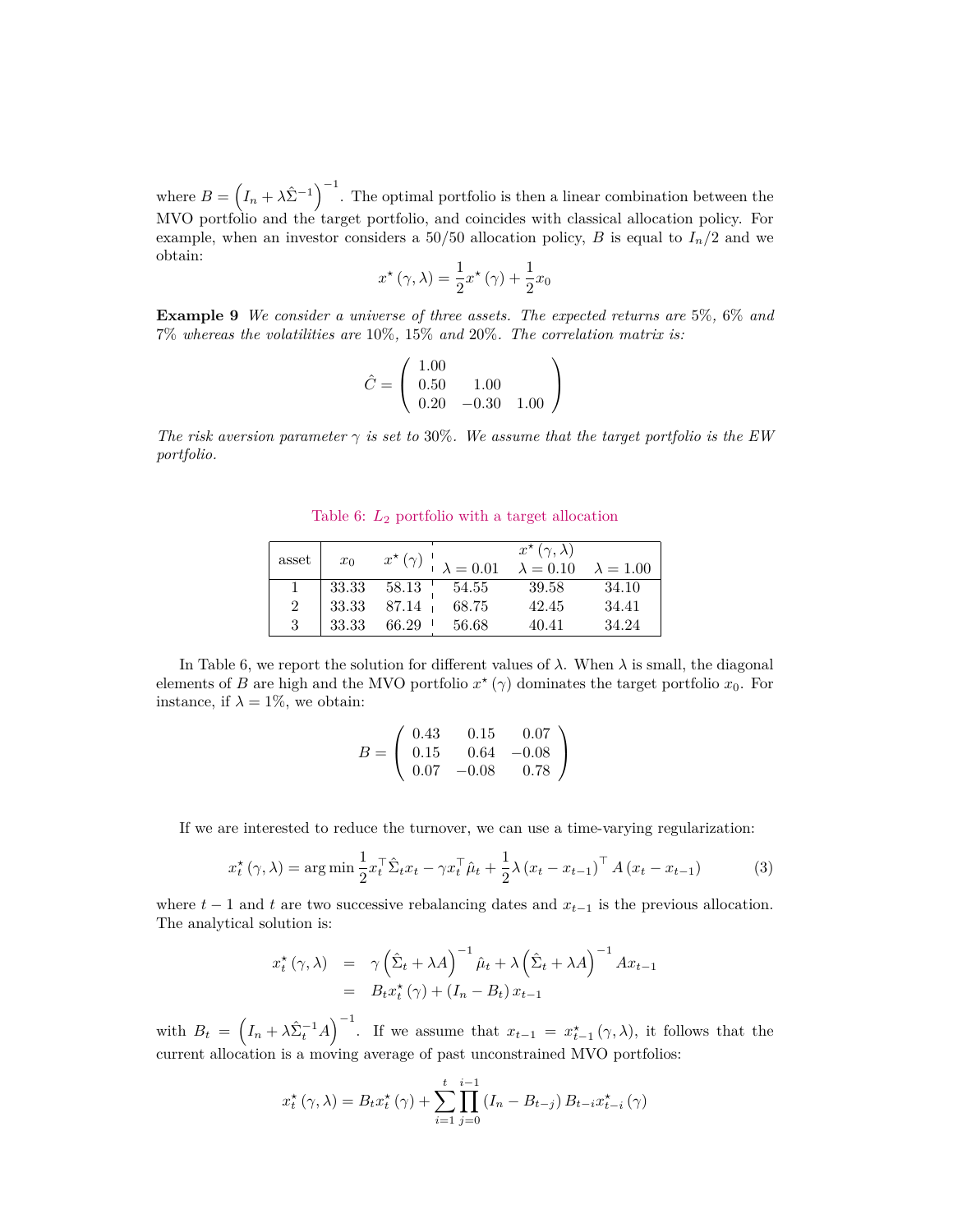where $B = \left(I_n + \lambda \hat{\Sigma}^{-1}\right)^{-1}$. The optimal portfolio is then a linear combination between the MVO portfolio and the target portfolio, and coincides with classical allocation policy. For example, when an investor considers a 50/50 allocation policy, $B$ is equal to $I_n/2$ and we obtain:

$$x^\star(\gamma, \lambda) = \frac{1}{2} x^\star(\gamma) + \frac{1}{2} x_0$$

**Example 9** *We consider a universe of three assets. The expected returns are 5%, 6% and 7% whereas the volatilities are 10%, 15% and 20%. The correlation matrix is:*

$$\hat{C} = \begin{pmatrix} 1.00 & & \\ 0.50 & 1.00 & \\ 0.20 & -0.30 & 1.00 \end{pmatrix}$$

*The risk aversion parameter $\gamma$ is set to 30%. We assume that the target portfolio is the EW portfolio.*

Table 6: $L_2$ portfolio with a target allocation

| asset | $x_0$ | $x^\star(\gamma)$ | $x^\star(\gamma,\lambda)$ $\lambda = 0.01$ | $\lambda = 0.10$ | $\lambda = 1.00$ |
|---|---|---|---|---|---|
| 1 | 33.33 | 58.13 | 54.55 | 39.58 | 34.10 |
| 2 | 33.33 | 87.14 | 68.75 | 42.45 | 34.41 |
| 3 | 33.33 | 66.29 | 56.68 | 40.41 | 34.24 |

In Table 6, we report the solution for different values of $\lambda$. When $\lambda$ is small, the diagonal elements of $B$ are high and the MVO portfolio $x^\star(\gamma)$ dominates the target portfolio $x_0$. For instance, if $\lambda = 1\%$, we obtain:

$$B = \begin{pmatrix} 0.43 & 0.15 & 0.07 \\ 0.15 & 0.64 & -0.08 \\ 0.07 & -0.08 & 0.78 \end{pmatrix}$$

If we are interested to reduce the turnover, we can use a time-varying regularization:

$$x_t^\star(\gamma, \lambda) = \arg\min \frac{1}{2} x_t^\top \hat{\Sigma}_t x_t - \gamma x_t^\top \hat{\mu}_t + \frac{1}{2}\lambda \left(x_t - x_{t-1}\right)^\top A \left(x_t - x_{t-1}\right) \tag{3}$$

where $t-1$ and $t$ are two successive rebalancing dates and $x_{t-1}$ is the previous allocation. The analytical solution is:

$$\begin{aligned} x_t^\star(\gamma, \lambda) &= \gamma \left(\hat{\Sigma}_t + \lambda A\right)^{-1} \hat{\mu}_t + \lambda \left(\hat{\Sigma}_t + \lambda A\right)^{-1} A x_{t-1} \\ &= B_t x_t^\star(\gamma) + \left(I_n - B_t\right) x_{t-1} \end{aligned}$$

with $B_t = \left(I_n + \lambda \hat{\Sigma}_t^{-1} A\right)^{-1}$. If we assume that $x_{t-1} = x_{t-1}^\star(\gamma, \lambda)$, it follows that the current allocation is a moving average of past unconstrained MVO portfolios:

$$x_t^\star(\gamma, \lambda) = B_t x_t^\star(\gamma) + \sum_{i=1}^{t} \prod_{j=0}^{i-1} \left(I_n - B_{t-j}\right) B_{t-i} x_{t-i}^\star(\gamma)$$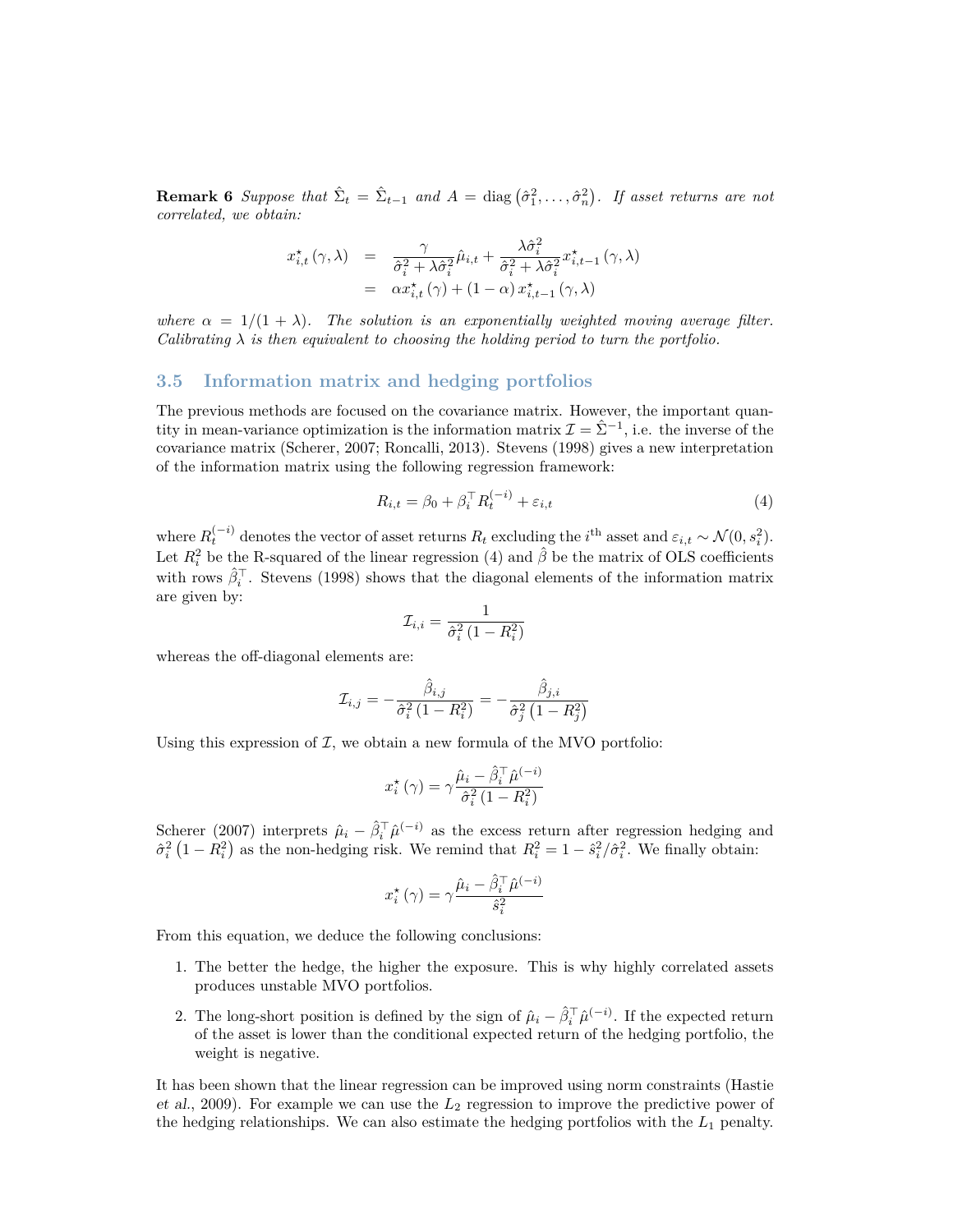**Remark 6** *Suppose that $\hat{\Sigma}_t = \hat{\Sigma}_{t-1}$ and $A = \operatorname{diag}\left(\hat{\sigma}_1^2, \ldots, \hat{\sigma}_n^2\right)$. If asset returns are not correlated, we obtain:*

$$
\begin{aligned}
x_{i,t}^{\star}(\gamma, \lambda) &= \frac{\gamma}{\hat{\sigma}_i^2 + \lambda \hat{\sigma}_i^2} \hat{\mu}_{i,t} + \frac{\lambda \hat{\sigma}_i^2}{\hat{\sigma}_i^2 + \lambda \hat{\sigma}_i^2} x_{i,t-1}^{\star}(\gamma, \lambda) \\
&= \alpha x_{i,t}^{\star}(\gamma) + (1 - \alpha) x_{i,t-1}^{\star}(\gamma, \lambda)
\end{aligned}
$$

*where $\alpha = 1/(1+\lambda)$. The solution is an exponentially weighted moving average filter. Calibrating $\lambda$ is then equivalent to choosing the holding period to turn the portfolio.*

### 3.5 Information matrix and hedging portfolios

The previous methods are focused on the covariance matrix. However, the important quantity in mean-variance optimization is the information matrix $\mathcal{I} = \hat{\Sigma}^{-1}$, i.e. the inverse of the covariance matrix (Scherer, 2007; Roncalli, 2013). Stevens (1998) gives a new interpretation of the information matrix using the following regression framework:

$$
R_{i,t} = \beta_0 + \beta_i^{\top} R_t^{(-i)} + \varepsilon_{i,t} \tag{4}
$$

where $R_t^{(-i)}$ denotes the vector of asset returns $R_t$ excluding the $i^{\text{th}}$ asset and $\varepsilon_{i,t} \sim \mathcal{N}(0, s_i^2)$. Let $R_i^2$ be the R-squared of the linear regression (4) and $\hat{\beta}$ be the matrix of OLS coefficients with rows $\hat{\beta}_i^{\top}$. Stevens (1998) shows that the diagonal elements of the information matrix are given by:

$$
\mathcal{I}_{i,i} = \frac{1}{\hat{\sigma}_i^2 \left(1 - R_i^2\right)}
$$

whereas the off-diagonal elements are:

$$
\mathcal{I}_{i,j} = -\frac{\hat{\beta}_{i,j}}{\hat{\sigma}_i^2 \left(1 - R_i^2\right)} = -\frac{\hat{\beta}_{j,i}}{\hat{\sigma}_j^2 \left(1 - R_j^2\right)}
$$

Using this expression of $\mathcal{I}$, we obtain a new formula of the MVO portfolio:

$$
x_i^{\star}(\gamma) = \gamma \frac{\hat{\mu}_i - \hat{\beta}_i^{\top} \hat{\mu}^{(-i)}}{\hat{\sigma}_i^2 \left(1 - R_i^2\right)}
$$

Scherer (2007) interprets $\hat{\mu}_i - \hat{\beta}_i^{\top} \hat{\mu}^{(-i)}$ as the excess return after regression hedging and $\hat{\sigma}_i^2 \left(1 - R_i^2\right)$ as the non-hedging risk. We remind that $R_i^2 = 1 - \hat{s}_i^2 / \hat{\sigma}_i^2$. We finally obtain:

$$
x_i^{\star}(\gamma) = \gamma \frac{\hat{\mu}_i - \hat{\beta}_i^{\top} \hat{\mu}^{(-i)}}{\hat{s}_i^2}
$$

From this equation, we deduce the following conclusions:

1. The better the hedge, the higher the exposure. This is why highly correlated assets produces unstable MVO portfolios.
2. The long-short position is defined by the sign of $\hat{\mu}_i - \hat{\beta}_i^{\top} \hat{\mu}^{(-i)}$. If the expected return of the asset is lower than the conditional expected return of the hedging portfolio, the weight is negative.

It has been shown that the linear regression can be improved using norm constraints (Hastie *et al.*, 2009). For example we can use the $L_2$ regression to improve the predictive power of the hedging relationships. We can also estimate the hedging portfolios with the $L_1$ penalty.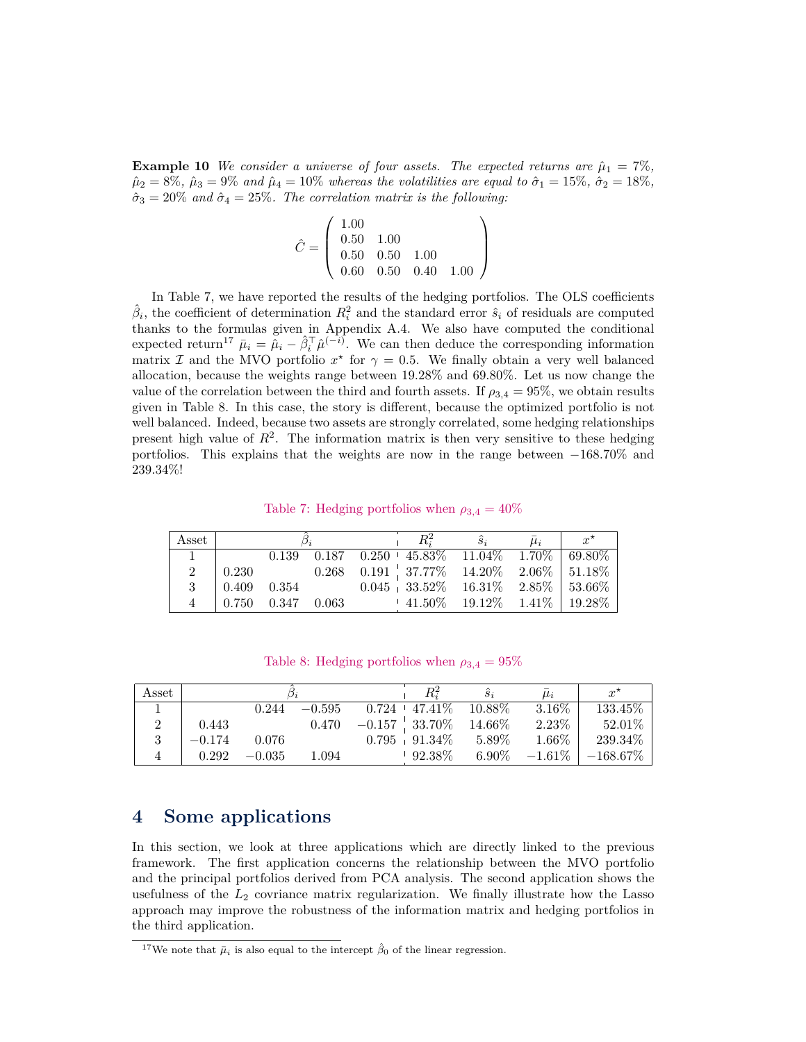**Example 10** *We consider a universe of four assets. The expected returns are $\hat{\mu}_1 = 7\%$, $\hat{\mu}_2 = 8\%$, $\hat{\mu}_3 = 9\%$ and $\hat{\mu}_4 = 10\%$ whereas the volatilities are equal to $\hat{\sigma}_1 = 15\%$, $\hat{\sigma}_2 = 18\%$, $\hat{\sigma}_3 = 20\%$ and $\hat{\sigma}_4 = 25\%$. The correlation matrix is the following:*

$$\hat{C} = \begin{pmatrix} 1.00 & & & \\ 0.50 & 1.00 & & \\ 0.50 & 0.50 & 1.00 & \\ 0.60 & 0.50 & 0.40 & 1.00 \end{pmatrix}$$

In Table 7, we have reported the results of the hedging portfolios. The OLS coefficients $\hat{\beta}_i$, the coefficient of determination $R_i^2$ and the standard error $\hat{s}_i$ of residuals are computed thanks to the formulas given in Appendix A.4. We also have computed the conditional expected return[17] $\bar{\mu}_i = \hat{\mu}_i - \hat{\beta}_i^\top \hat{\mu}^{(-i)}$. We can then deduce the corresponding information matrix $\mathcal{I}$ and the MVO portfolio $x^\star$ for $\gamma = 0.5$. We finally obtain a very well balanced allocation, because the weights range between 19.28% and 69.80%. Let us now change the value of the correlation between the third and fourth assets. If $\rho_{3,4} = 95\%$, we obtain results given in Table 8. In this case, the story is different, because the optimized portfolio is not well balanced. Indeed, because two assets are strongly correlated, some hedging relationships present high value of $R^2$. The information matrix is then very sensitive to these hedging portfolios. This explains that the weights are now in the range between −168.70% and 239.34%!

Table 7: Hedging portfolios when $\rho_{3,4} = 40\%$

| Asset | $\hat{\beta}_i$ | | | | $R_i^2$ | $\hat{s}_i$ | $\bar{\mu}_i$ | $x^\star$ |
|---|---|---|---|---|---|---|---|---|
| 1 | | 0.139 | 0.187 | 0.250 | 45.83% | 11.04% | 1.70% | 69.80% |
| 2 | 0.230 | | 0.268 | 0.191 | 37.77% | 14.20% | 2.06% | 51.18% |
| 3 | 0.409 | 0.354 | | 0.045 | 33.52% | 16.31% | 2.85% | 53.66% |
| 4 | 0.750 | 0.347 | 0.063 | | 41.50% | 19.12% | 1.41% | 19.28% |

Table 8: Hedging portfolios when $\rho_{3,4} = 95\%$

| Asset | $\hat{\beta}_i$ | | | | $R_i^2$ | $\hat{s}_i$ | $\bar{\mu}_i$ | $x^\star$ |
|---|---|---|---|---|---|---|---|---|
| 1 | | 0.244 | −0.595 | 0.724 | 47.41% | 10.88% | 3.16% | 133.45% |
| 2 | 0.443 | | 0.470 | −0.157 | 33.70% | 14.66% | 2.23% | 52.01% |
| 3 | −0.174 | 0.076 | | 0.795 | 91.34% | 5.89% | 1.66% | 239.34% |
| 4 | 0.292 | −0.035 | 1.094 | | 92.38% | 6.90% | −1.61% | −168.67% |

## 4 Some applications

In this section, we look at three applications which are directly linked to the previous framework. The first application concerns the relationship between the MVO portfolio and the principal portfolios derived from PCA analysis. The second application shows the usefulness of the $L_2$ covriance matrix regularization. We finally illustrate how the Lasso approach may improve the robustness of the information matrix and hedging portfolios in the third application.

[17] We note that $\bar{\mu}_i$ is also equal to the intercept $\hat{\beta}_0$ of the linear regression.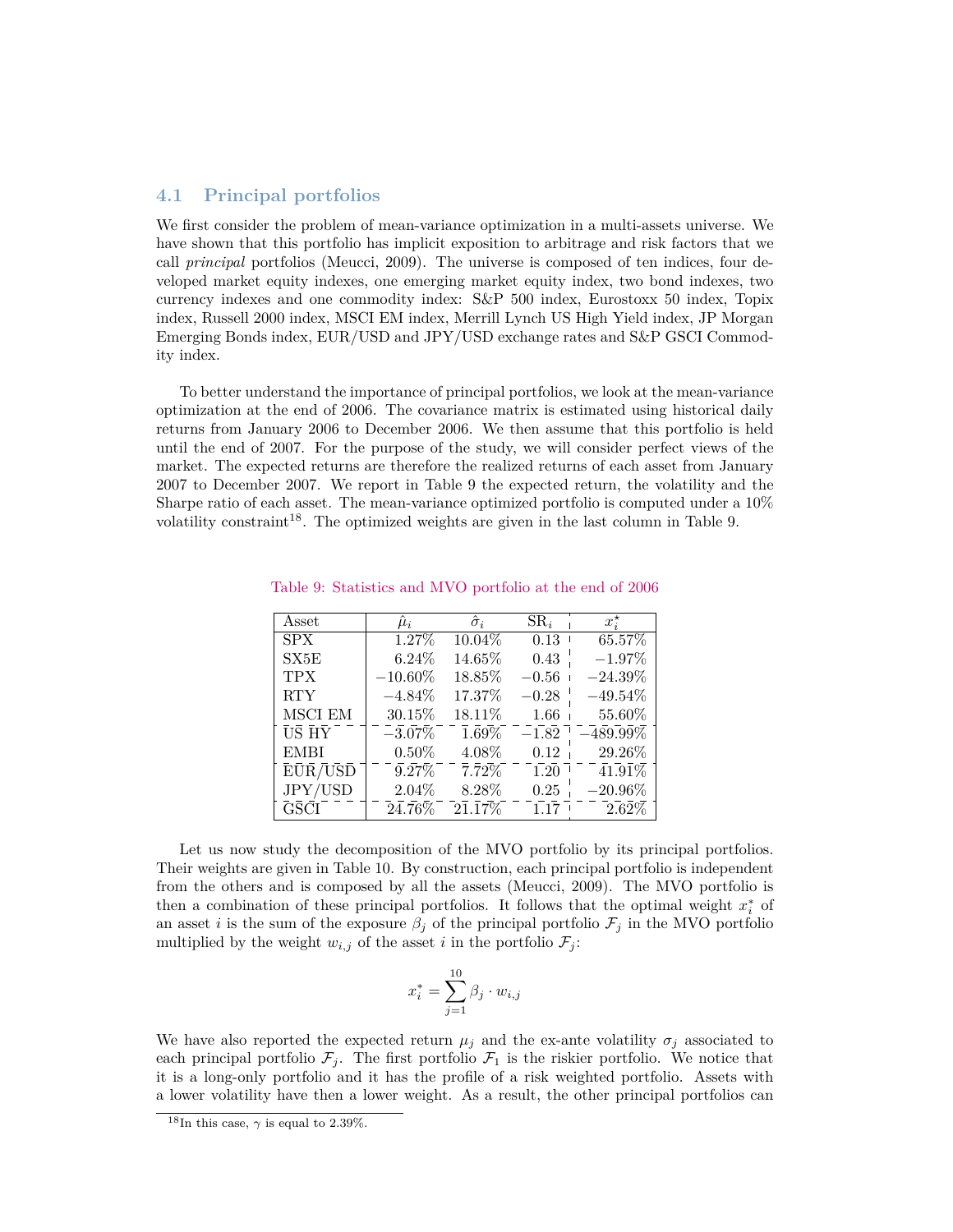### 4.1 Principal portfolios

We first consider the problem of mean-variance optimization in a multi-assets universe. We have shown that this portfolio has implicit exposition to arbitrage and risk factors that we call *principal* portfolios (Meucci, 2009). The universe is composed of ten indices, four developed market equity indexes, one emerging market equity index, two bond indexes, two currency indexes and one commodity index: S&P 500 index, Eurostoxx 50 index, Topix index, Russell 2000 index, MSCI EM index, Merrill Lynch US High Yield index, JP Morgan Emerging Bonds index, EUR/USD and JPY/USD exchange rates and S&P GSCI Commodity index.

To better understand the importance of principal portfolios, we look at the mean-variance optimization at the end of 2006. The covariance matrix is estimated using historical daily returns from January 2006 to December 2006. We then assume that this portfolio is held until the end of 2007. For the purpose of the study, we will consider perfect views of the market. The expected returns are therefore the realized returns of each asset from January 2007 to December 2007. We report in Table 9 the expected return, the volatility and the Sharpe ratio of each asset. The mean-variance optimized portfolio is computed under a 10% volatility constraint[18]. The optimized weights are given in the last column in Table 9.

Table 9: Statistics and MVO portfolio at the end of 2006

| Asset | $\hat{\mu}_i$ | $\hat{\sigma}_i$ | $\text{SR}_i$ | $x_i^\star$ |
|---|---|---|---|---|
| SPX | 1.27% | 10.04% | 0.13 | 65.57% |
| SX5E | 6.24% | 14.65% | 0.43 | −1.97% |
| TPX | −10.60% | 18.85% | −0.56 | −24.39% |
| RTY | −4.84% | 17.37% | −0.28 | −49.54% |
| MSCI EM | 30.15% | 18.11% | 1.66 | 55.60% |
| US HY | −3.07% | 1.69% | −1.82 | −489.99% |
| EMBI | 0.50% | 4.08% | 0.12 | 29.26% |
| EUR/USD | 9.27% | 7.72% | 1.20 | 41.91% |
| JPY/USD | 2.04% | 8.28% | 0.25 | −20.96% |
| GSCI | 24.76% | 21.17% | 1.17 | 2.62% |

Let us now study the decomposition of the MVO portfolio by its principal portfolios. Their weights are given in Table 10. By construction, each principal portfolio is independent from the others and is composed by all the assets (Meucci, 2009). The MVO portfolio is then a combination of these principal portfolios. It follows that the optimal weight $x_i^*$ of an asset $i$ is the sum of the exposure $\beta_j$ of the principal portfolio $\mathcal{F}_j$ in the MVO portfolio multiplied by the weight $w_{i,j}$ of the asset $i$ in the portfolio $\mathcal{F}_j$:

$$x_i^* = \sum_{j=1}^{10} \beta_j \cdot w_{i,j}$$

We have also reported the expected return $\mu_j$ and the ex-ante volatility $\sigma_j$ associated to each principal portfolio $\mathcal{F}_j$. The first portfolio $\mathcal{F}_1$ is the riskier portfolio. We notice that it is a long-only portfolio and it has the profile of a risk weighted portfolio. Assets with a lower volatility have then a lower weight. As a result, the other principal portfolios can

[18] In this case, $\gamma$ is equal to 2.39%.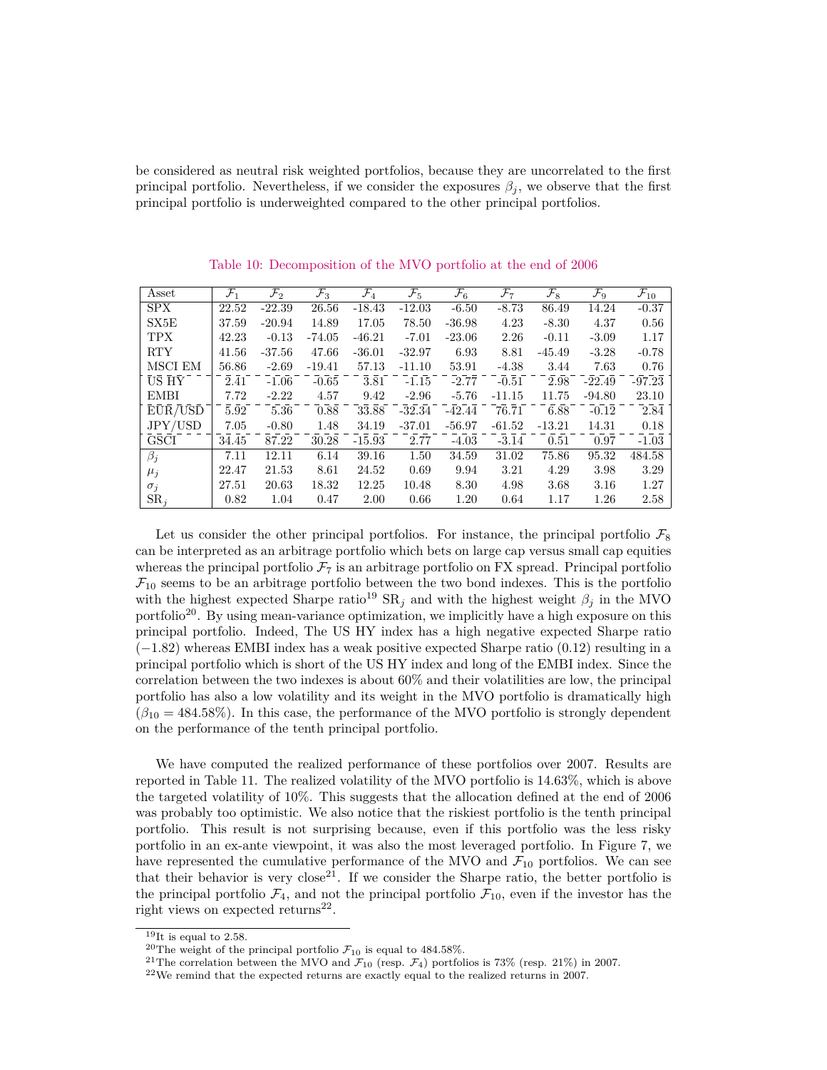be considered as neutral risk weighted portfolios, because they are uncorrelated to the first principal portfolio. Nevertheless, if we consider the exposures $\beta_j$, we observe that the first principal portfolio is underweighted compared to the other principal portfolios.

Table 10: Decomposition of the MVO portfolio at the end of 2006

| Asset | $\mathcal{F}_1$ | $\mathcal{F}_2$ | $\mathcal{F}_3$ | $\mathcal{F}_4$ | $\mathcal{F}_5$ | $\mathcal{F}_6$ | $\mathcal{F}_7$ | $\mathcal{F}_8$ | $\mathcal{F}_9$ | $\mathcal{F}_{10}$ |
|---|---|---|---|---|---|---|---|---|---|---|
| SPX | 22.52 | -22.39 | 26.56 | -18.43 | -12.03 | -6.50 | -8.73 | 86.49 | 14.24 | -0.37 |
| SX5E | 37.59 | -20.94 | 14.89 | 17.05 | 78.50 | -36.98 | 4.23 | -8.30 | 4.37 | 0.56 |
| TPX | 42.23 | -0.13 | -74.05 | -46.21 | -7.01 | -23.06 | 2.26 | -0.11 | -3.09 | 1.17 |
| RTY | 41.56 | -37.56 | 47.66 | -36.01 | -32.97 | 6.93 | 8.81 | -45.49 | -3.28 | -0.78 |
| MSCI EM | 56.86 | -2.69 | -19.41 | 57.13 | -11.10 | 53.91 | -4.38 | 3.44 | 7.63 | 0.76 |
| US HY | 2.41 | -1.06 | -0.65 | 3.81 | -1.15 | -2.77 | -0.51 | 2.98 | -22.49 | -97.23 |
| EMBI | 7.72 | -2.22 | 4.57 | 9.42 | -2.96 | -5.76 | -11.15 | 11.75 | -94.80 | 23.10 |
| EUR/USD | 5.92 | 5.36 | 0.88 | 33.88 | -32.34 | -42.44 | 76.71 | 6.88 | -0.12 | 2.84 |
| JPY/USD | 7.05 | -0.80 | 1.48 | 34.19 | -37.01 | -56.97 | -61.52 | -13.21 | 14.31 | 0.18 |
| GSCI | 34.45 | 87.22 | 30.28 | -15.93 | 2.77 | -4.03 | -3.14 | 0.51 | 0.97 | -1.03 |
| $\beta_j$ | 7.11 | 12.11 | 6.14 | 39.16 | 1.50 | 34.59 | 31.02 | 75.86 | 95.32 | 484.58 |
| $\mu_j$ | 22.47 | 21.53 | 8.61 | 24.52 | 0.69 | 9.94 | 3.21 | 4.29 | 3.98 | 3.29 |
| $\sigma_j$ | 27.51 | 20.63 | 18.32 | 12.25 | 10.48 | 8.30 | 4.98 | 3.68 | 3.16 | 1.27 |
| $\mathrm{SR}_j$ | 0.82 | 1.04 | 0.47 | 2.00 | 0.66 | 1.20 | 0.64 | 1.17 | 1.26 | 2.58 |

Let us consider the other principal portfolios. For instance, the principal portfolio $\mathcal{F}_8$ can be interpreted as an arbitrage portfolio which bets on large cap versus small cap equities whereas the principal portfolio $\mathcal{F}_7$ is an arbitrage portfolio on FX spread. Principal portfolio $\mathcal{F}_{10}$ seems to be an arbitrage portfolio between the two bond indexes. This is the portfolio with the highest expected Sharpe ratio[19] $\mathrm{SR}_j$ and with the highest weight $\beta_j$ in the MVO portfolio[20]. By using mean-variance optimization, we implicitly have a high exposure on this principal portfolio. Indeed, The US HY index has a high negative expected Sharpe ratio ($-1.82$) whereas EMBI index has a weak positive expected Sharpe ratio (0.12) resulting in a principal portfolio which is short of the US HY index and long of the EMBI index. Since the correlation between the two indexes is about 60% and their volatilities are low, the principal portfolio has also a low volatility and its weight in the MVO portfolio is dramatically high ($\beta_{10} = 484.58\%$). In this case, the performance of the MVO portfolio is strongly dependent on the performance of the tenth principal portfolio.

We have computed the realized performance of these portfolios over 2007. Results are reported in Table 11. The realized volatility of the MVO portfolio is 14.63%, which is above the targeted volatility of 10%. This suggests that the allocation defined at the end of 2006 was probably too optimistic. We also notice that the riskiest portfolio is the tenth principal portfolio. This result is not surprising because, even if this portfolio was the less risky portfolio in an ex-ante viewpoint, it was also the most leveraged portfolio. In Figure 7, we have represented the cumulative performance of the MVO and $\mathcal{F}_{10}$ portfolios. We can see that their behavior is very close[21]. If we consider the Sharpe ratio, the better portfolio is the principal portfolio $\mathcal{F}_4$, and not the principal portfolio $\mathcal{F}_{10}$, even if the investor has the right views on expected returns[22].

[19] It is equal to 2.58.

[20] The weight of the principal portfolio $\mathcal{F}_{10}$ is equal to 484.58%.

[21] The correlation between the MVO and $\mathcal{F}_{10}$ (resp. $\mathcal{F}_4$) portfolios is 73% (resp. 21%) in 2007.

[22] We remind that the expected returns are exactly equal to the realized returns in 2007.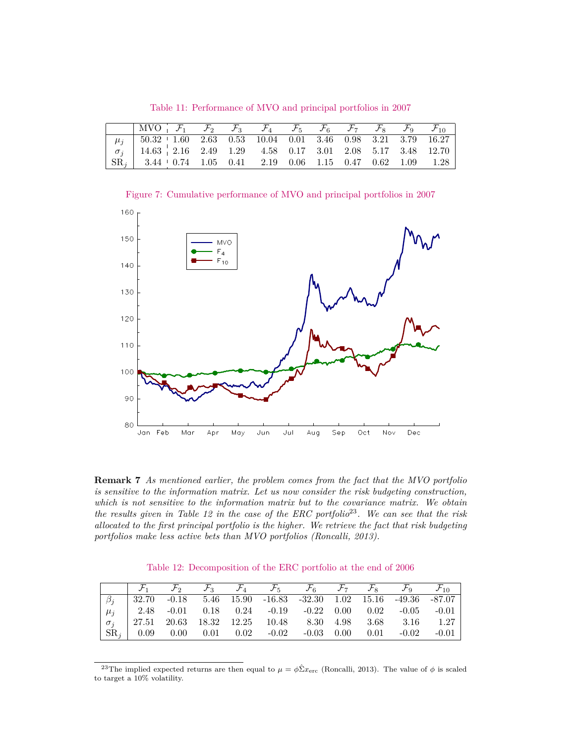Table 11: Performance of MVO and principal portfolios in 2007

| | MVO | $\mathcal{F}_1$ | $\mathcal{F}_2$ | $\mathcal{F}_3$ | $\mathcal{F}_4$ | $\mathcal{F}_5$ | $\mathcal{F}_6$ | $\mathcal{F}_7$ | $\mathcal{F}_8$ | $\mathcal{F}_9$ | $\mathcal{F}_{10}$ |
|---|---|---|---|---|---|---|---|---|---|---|---|
| $\mu_j$ | 50.32 | 1.60 | 2.63 | 0.53 | 10.04 | 0.01 | 3.46 | 0.98 | 3.21 | 3.79 | 16.27 |
| $\sigma_j$ | 14.63 | 2.16 | 2.49 | 1.29 | 4.58 | 0.17 | 3.01 | 2.08 | 5.17 | 3.48 | 12.70 |
| $\mathrm{SR}_j$ | 3.44 | 0.74 | 1.05 | 0.41 | 2.19 | 0.06 | 1.15 | 0.47 | 0.62 | 1.09 | 1.28 |

Figure 7: Cumulative performance of MVO and principal portfolios in 2007

**Remark 7** *As mentioned earlier, the problem comes from the fact that the MVO portfolio is sensitive to the information matrix. Let us now consider the risk budgeting construction, which is not sensitive to the information matrix but to the covariance matrix. We obtain the results given in Table 12 in the case of the ERC portfolio*[23]*. We can see that the risk allocated to the first principal portfolio is the higher. We retrieve the fact that risk budgeting portfolios make less active bets than MVO portfolios (Roncalli, 2013).*

Table 12: Decomposition of the ERC portfolio at the end of 2006

| | $\mathcal{F}_1$ | $\mathcal{F}_2$ | $\mathcal{F}_3$ | $\mathcal{F}_4$ | $\mathcal{F}_5$ | $\mathcal{F}_6$ | $\mathcal{F}_7$ | $\mathcal{F}_8$ | $\mathcal{F}_9$ | $\mathcal{F}_{10}$ |
|---|---|---|---|---|---|---|---|---|---|---|
| $\beta_j$ | 32.70 | -0.18 | 5.46 | 15.90 | -16.83 | -32.30 | 1.02 | 15.16 | -49.36 | -87.07 |
| $\mu_j$ | 2.48 | -0.01 | 0.18 | 0.24 | -0.19 | -0.22 | 0.00 | 0.02 | -0.05 | -0.01 |
| $\sigma_j$ | 27.51 | 20.63 | 18.32 | 12.25 | 10.48 | 8.30 | 4.98 | 3.68 | 3.16 | 1.27 |
| $\mathrm{SR}_j$ | 0.09 | 0.00 | 0.01 | 0.02 | -0.02 | -0.03 | 0.00 | 0.01 | -0.02 | -0.01 |

[23] The implied expected returns are then equal to $\mu = \phi \hat{\Sigma} x_{\mathrm{erc}}$ (Roncalli, 2013). The value of $\phi$ is scaled to target a 10% volatility.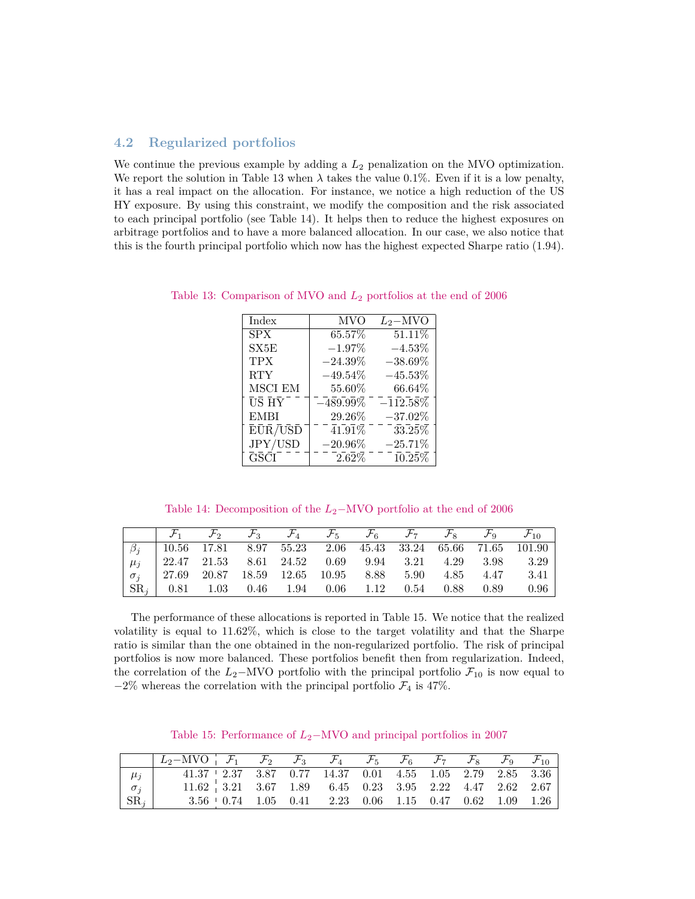### 4.2 Regularized portfolios

We continue the previous example by adding a $L_2$ penalization on the MVO optimization. We report the solution in Table 13 when $\lambda$ takes the value 0.1%. Even if it is a low penalty, it has a real impact on the allocation. For instance, we notice a high reduction of the US HY exposure. By using this constraint, we modify the composition and the risk associated to each principal portfolio (see Table 14). It helps then to reduce the highest exposures on arbitrage portfolios and to have a more balanced allocation. In our case, we also notice that this is the fourth principal portfolio which now has the highest expected Sharpe ratio (1.94).

Table 13: Comparison of MVO and $L_2$ portfolios at the end of 2006

| Index | MVO | $L_2-$MVO |
|---|---|---|
| SPX | 65.57% | 51.11% |
| SX5E | −1.97% | −4.53% |
| TPX | −24.39% | −38.69% |
| RTY | −49.54% | −45.53% |
| MSCI EM | 55.60% | 66.64% |
| US HY | −489.99% | −112.58% |
| EMBI | 29.26% | −37.02% |
| EUR/USD | 41.91% | 33.25% |
| JPY/USD | −20.96% | −25.71% |
| GSCI | 2.62% | 10.25% |

Table 14: Decomposition of the $L_2-$MVO portfolio at the end of 2006

| | $\mathcal{F}_1$ | $\mathcal{F}_2$ | $\mathcal{F}_3$ | $\mathcal{F}_4$ | $\mathcal{F}_5$ | $\mathcal{F}_6$ | $\mathcal{F}_7$ | $\mathcal{F}_8$ | $\mathcal{F}_9$ | $\mathcal{F}_{10}$ |
|---|---|---|---|---|---|---|---|---|---|---|
| $\beta_j$ | 10.56 | 17.81 | 8.97 | 55.23 | 2.06 | 45.43 | 33.24 | 65.66 | 71.65 | 101.90 |
| $\mu_j$ | 22.47 | 21.53 | 8.61 | 24.52 | 0.69 | 9.94 | 3.21 | 4.29 | 3.98 | 3.29 |
| $\sigma_j$ | 27.69 | 20.87 | 18.59 | 12.65 | 10.95 | 8.88 | 5.90 | 4.85 | 4.47 | 3.41 |
| $\text{SR}_j$ | 0.81 | 1.03 | 0.46 | 1.94 | 0.06 | 1.12 | 0.54 | 0.88 | 0.89 | 0.96 |

The performance of these allocations is reported in Table 15. We notice that the realized volatility is equal to 11.62%, which is close to the target volatility and that the Sharpe ratio is similar than the one obtained in the non-regularized portfolio. The risk of principal portfolios is now more balanced. These portfolios benefit then from regularization. Indeed, the correlation of the $L_2-$MVO portfolio with the principal portfolio $\mathcal{F}_{10}$ is now equal to −2% whereas the correlation with the principal portfolio $\mathcal{F}_4$ is 47%.

Table 15: Performance of $L_2-$MVO and principal portfolios in 2007

| | $L_2-$MVO | $\mathcal{F}_1$ | $\mathcal{F}_2$ | $\mathcal{F}_3$ | $\mathcal{F}_4$ | $\mathcal{F}_5$ | $\mathcal{F}_6$ | $\mathcal{F}_7$ | $\mathcal{F}_8$ | $\mathcal{F}_9$ | $\mathcal{F}_{10}$ |
|---|---|---|---|---|---|---|---|---|---|---|---|
| $\mu_j$ | 41.37 | 2.37 | 3.87 | 0.77 | 14.37 | 0.01 | 4.55 | 1.05 | 2.79 | 2.85 | 3.36 |
| $\sigma_j$ | 11.62 | 3.21 | 3.67 | 1.89 | 6.45 | 0.23 | 3.95 | 2.22 | 4.47 | 2.62 | 2.67 |
| $\text{SR}_j$ | 3.56 | 0.74 | 1.05 | 0.41 | 2.23 | 0.06 | 1.15 | 0.47 | 0.62 | 1.09 | 1.26 |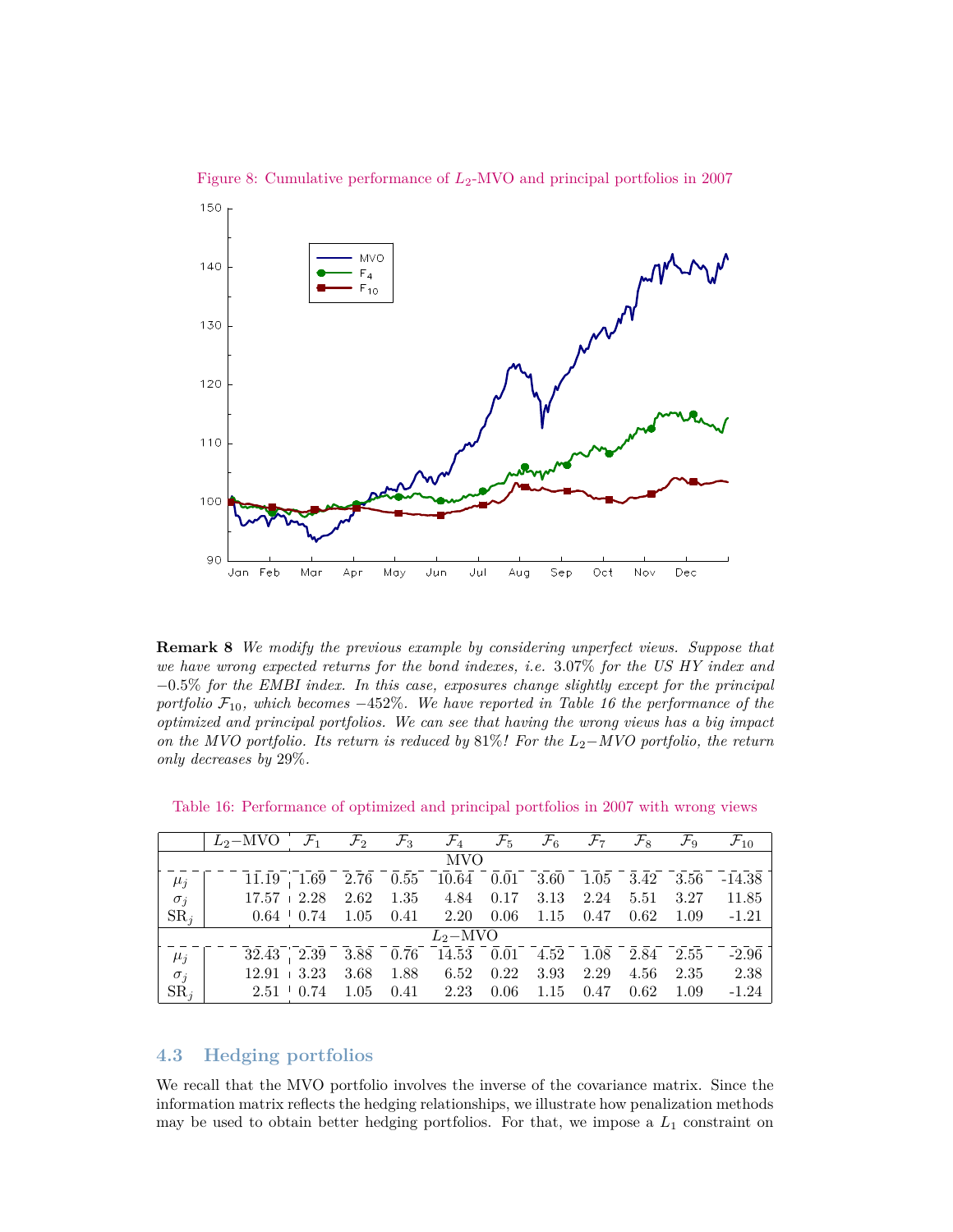Figure 8: Cumulative performance of $L_2$-MVO and principal portfolios in 2007

**Remark 8** *We modify the previous example by considering unperfect views. Suppose that we have wrong expected returns for the bond indexes, i.e.* 3.07% *for the US HY index and* −0.5% *for the EMBI index. In this case, exposures change slightly except for the principal portfolio* $\mathcal{F}_{10}$*, which becomes* −452%*. We have reported in Table 16 the performance of the optimized and principal portfolios. We can see that having the wrong views has a big impact on the MVO portfolio. Its return is reduced by* 81%*! For the* $L_2-$*MVO portfolio, the return only decreases by* 29%*.*

Table 16: Performance of optimized and principal portfolios in 2007 with wrong views

| | $L_2-$MVO | $\mathcal{F}_1$ | $\mathcal{F}_2$ | $\mathcal{F}_3$ | $\mathcal{F}_4$ | $\mathcal{F}_5$ | $\mathcal{F}_6$ | $\mathcal{F}_7$ | $\mathcal{F}_8$ | $\mathcal{F}_9$ | $\mathcal{F}_{10}$ |
|---|---|---|---|---|---|---|---|---|---|---|---|
| | | | | | | MVO | | | | | |
| $\mu_j$ | 11.19 | 1.69 | 2.76 | 0.55 | 10.64 | 0.01 | 3.60 | 1.05 | 3.42 | 3.56 | -14.38 |
| $\sigma_j$ | 17.57 | 2.28 | 2.62 | 1.35 | 4.84 | 0.17 | 3.13 | 2.24 | 5.51 | 3.27 | 11.85 |
| $\mathrm{SR}_j$ | 0.64 | 0.74 | 1.05 | 0.41 | 2.20 | 0.06 | 1.15 | 0.47 | 0.62 | 1.09 | -1.21 |
| | | | | | | $L_2-$MVO | | | | | |
| $\mu_j$ | 32.43 | 2.39 | 3.88 | 0.76 | 14.53 | 0.01 | 4.52 | 1.08 | 2.84 | 2.55 | -2.96 |
| $\sigma_j$ | 12.91 | 3.23 | 3.68 | 1.88 | 6.52 | 0.22 | 3.93 | 2.29 | 4.56 | 2.35 | 2.38 |
| $\mathrm{SR}_j$ | 2.51 | 0.74 | 1.05 | 0.41 | 2.23 | 0.06 | 1.15 | 0.47 | 0.62 | 1.09 | -1.24 |

## 4.3 Hedging portfolios

We recall that the MVO portfolio involves the inverse of the covariance matrix. Since the information matrix reflects the hedging relationships, we illustrate how penalization methods may be used to obtain better hedging portfolios. For that, we impose a $L_1$ constraint on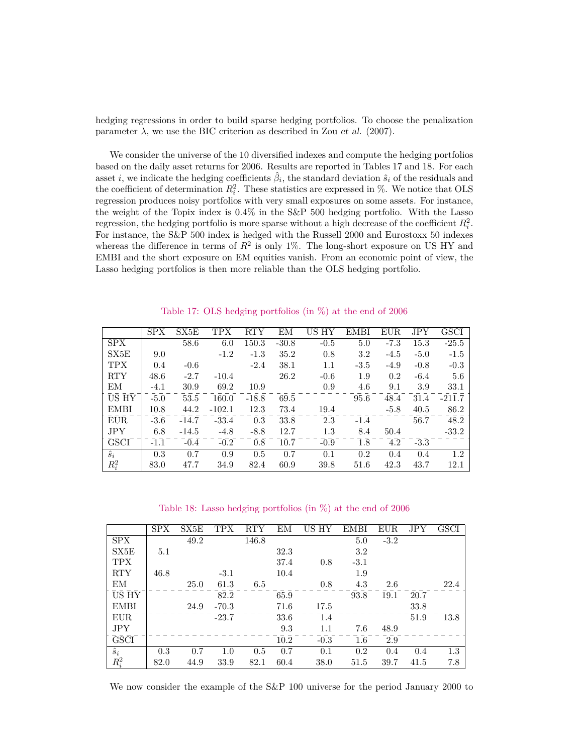hedging regressions in order to build sparse hedging portfolios. To choose the penalization parameter $\lambda$, we use the BIC criterion as described in Zou *et al.* (2007).

We consider the universe of the 10 diversified indexes and compute the hedging portfolios based on the daily asset returns for 2006. Results are reported in Tables 17 and 18. For each asset $i$, we indicate the hedging coefficients $\hat{\beta}_i$, the standard deviation $\hat{s}_i$ of the residuals and the coefficient of determination $R_i^2$. These statistics are expressed in %. We notice that OLS regression produces noisy portfolios with very small exposures on some assets. For instance, the weight of the Topix index is 0.4% in the S&P 500 hedging portfolio. With the Lasso regression, the hedging portfolio is more sparse without a high decrease of the coefficient $R_i^2$. For instance, the S&P 500 index is hedged with the Russell 2000 and Eurostoxx 50 indexes whereas the difference in terms of $R^2$ is only 1%. The long-short exposure on US HY and EMBI and the short exposure on EM equities vanish. From an economic point of view, the Lasso hedging portfolios is then more reliable than the OLS hedging portfolio.

Table 17: OLS hedging portfolios (in %) at the end of 2006

| | SPX | SX5E | TPX | RTY | EM | US HY | EMBI | EUR | JPY | GSCI |
|---|---|---|---|---|---|---|---|---|---|---|
| SPX | | 58.6 | 6.0 | 150.3 | -30.8 | -0.5 | 5.0 | -7.3 | 15.3 | -25.5 |
| SX5E | 9.0 | | -1.2 | -1.3 | 35.2 | 0.8 | 3.2 | -4.5 | -5.0 | -1.5 |
| TPX | 0.4 | -0.6 | | -2.4 | 38.1 | 1.1 | -3.5 | -4.9 | -0.8 | -0.3 |
| RTY | 48.6 | -2.7 | -10.4 | | 26.2 | -0.6 | 1.9 | 0.2 | -6.4 | 5.6 |
| EM | -4.1 | 30.9 | 69.2 | 10.9 | | 0.9 | 4.6 | 9.1 | 3.9 | 33.1 |
| US HY | -5.0 | 53.5 | 160.0 | -18.8 | 69.5 | | 95.6 | 48.4 | 31.4 | -211.7 |
| EMBI | 10.8 | 44.2 | -102.1 | 12.3 | 73.4 | 19.4 | | -5.8 | 40.5 | 86.2 |
| EUR | -3.6 | -14.7 | -33.4 | 0.3 | 33.8 | 2.3 | -1.4 | | 56.7 | 48.2 |
| JPY | 6.8 | -14.5 | -4.8 | -8.8 | 12.7 | 1.3 | 8.4 | 50.4 | | -33.2 |
| GSCI | -1.1 | -0.4 | -0.2 | 0.8 | 10.7 | -0.9 | 1.8 | 4.2 | -3.3 | |
| $\hat{s}_i$ | 0.3 | 0.7 | 0.9 | 0.5 | 0.7 | 0.1 | 0.2 | 0.4 | 0.4 | 1.2 |
| $R_i^2$ | 83.0 | 47.7 | 34.9 | 82.4 | 60.9 | 39.8 | 51.6 | 42.3 | 43.7 | 12.1 |

Table 18: Lasso hedging portfolios (in %) at the end of 2006

| | SPX | SX5E | TPX | RTY | EM | US HY | EMBI | EUR | JPY | GSCI |
|---|---|---|---|---|---|---|---|---|---|---|
| SPX | | 49.2 | | 146.8 | | | 5.0 | -3.2 | | |
| SX5E | 5.1 | | | | 32.3 | | 3.2 | | | |
| TPX | | | | | 37.4 | 0.8 | -3.1 | | | |
| RTY | 46.8 | | -3.1 | | 10.4 | | 1.9 | | | |
| EM | | 25.0 | 61.3 | 6.5 | | 0.8 | 4.3 | 2.6 | | 22.4 |
| US HY | | | 82.2 | | 65.9 | | 93.8 | 19.1 | 20.7 | |
| EMBI | | 24.9 | -70.3 | | 71.6 | 17.5 | | | 33.8 | |
| EUR | | | -23.7 | | 33.6 | 1.4 | | | 51.9 | 13.8 |
| JPY | | | | | 9.3 | 1.1 | 7.6 | 48.9 | | |
| GSCI | | | | | 10.2 | -0.3 | 1.6 | 2.9 | | |
| $\hat{s}_i$ | 0.3 | 0.7 | 1.0 | 0.5 | 0.7 | 0.1 | 0.2 | 0.4 | 0.4 | 1.3 |
| $R_i^2$ | 82.0 | 44.9 | 33.9 | 82.1 | 60.4 | 38.0 | 51.5 | 39.7 | 41.5 | 7.8 |

We now consider the example of the S&P 100 universe for the period January 2000 to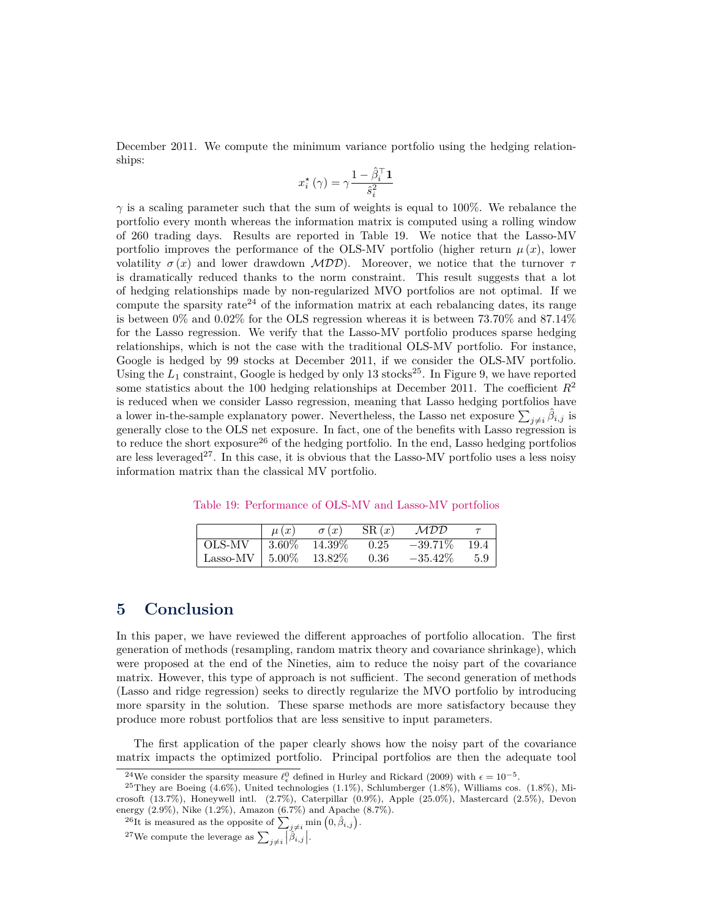December 2011. We compute the minimum variance portfolio using the hedging relationships:

$$x_i^\star(\gamma) = \gamma \frac{1 - \hat{\beta}_i^\top \mathbf{1}}{\hat{s}_i^2}$$

$\gamma$ is a scaling parameter such that the sum of weights is equal to 100%. We rebalance the portfolio every month whereas the information matrix is computed using a rolling window of 260 trading days. Results are reported in Table 19. We notice that the Lasso-MV portfolio improves the performance of the OLS-MV portfolio (higher return $\mu(x)$, lower volatility $\sigma(x)$ and lower drawdown $\mathcal{MDD}$). Moreover, we notice that the turnover $\tau$ is dramatically reduced thanks to the norm constraint. This result suggests that a lot of hedging relationships made by non-regularized MVO portfolios are not optimal. If we compute the sparsity rate[24] of the information matrix at each rebalancing dates, its range is between 0% and 0.02% for the OLS regression whereas it is between 73.70% and 87.14% for the Lasso regression. We verify that the Lasso-MV portfolio produces sparse hedging relationships, which is not the case with the traditional OLS-MV portfolio. For instance, Google is hedged by 99 stocks at December 2011, if we consider the OLS-MV portfolio. Using the $L_1$ constraint, Google is hedged by only 13 stocks[25]. In Figure 9, we have reported some statistics about the 100 hedging relationships at December 2011. The coefficient $R^2$ is reduced when we consider Lasso regression, meaning that Lasso hedging portfolios have a lower in-the-sample explanatory power. Nevertheless, the Lasso net exposure $\sum_{j \neq i} \hat{\beta}_{i,j}$ is generally close to the OLS net exposure. In fact, one of the benefits with Lasso regression is to reduce the short exposure[26] of the hedging portfolio. In the end, Lasso hedging portfolios are less leveraged[27]. In this case, it is obvious that the Lasso-MV portfolio uses a less noisy information matrix than the classical MV portfolio.

Table 19: Performance of OLS-MV and Lasso-MV portfolios

| | $\mu(x)$ | $\sigma(x)$ | $\mathrm{SR}(x)$ | $\mathcal{MDD}$ | $\tau$ |
|---|---|---|---|---|---|
| OLS-MV | 3.60% | 14.39% | 0.25 | −39.71% | 19.4 |
| Lasso-MV | 5.00% | 13.82% | 0.36 | −35.42% | 5.9 |

## 5 Conclusion

In this paper, we have reviewed the different approaches of portfolio allocation. The first generation of methods (resampling, random matrix theory and covariance shrinkage), which were proposed at the end of the Nineties, aim to reduce the noisy part of the covariance matrix. However, this type of approach is not sufficient. The second generation of methods (Lasso and ridge regression) seeks to directly regularize the MVO portfolio by introducing more sparsity in the solution. These sparse methods are more satisfactory because they produce more robust portfolios that are less sensitive to input parameters.

The first application of the paper clearly shows how the noisy part of the covariance matrix impacts the optimized portfolio. Principal portfolios are then the adequate tool

[24] We consider the sparsity measure $\ell_\epsilon^0$ defined in Hurley and Rickard (2009) with $\epsilon = 10^{-5}$.

[25] They are Boeing (4.6%), United technologies (1.1%), Schlumberger (1.8%), Williams cos. (1.8%), Microsoft (13.7%), Honeywell intl. (2.7%), Caterpillar (0.9%), Apple (25.0%), Mastercard (2.5%), Devon energy (2.9%), Nike (1.2%), Amazon (6.7%) and Apache (8.7%).

[26] It is measured as the opposite of $\sum_{j \neq i} \min\left(0, \hat{\beta}_{i,j}\right)$.

[27] We compute the leverage as $\sum_{j \neq i} \left|\hat{\beta}_{i,j}\right|$.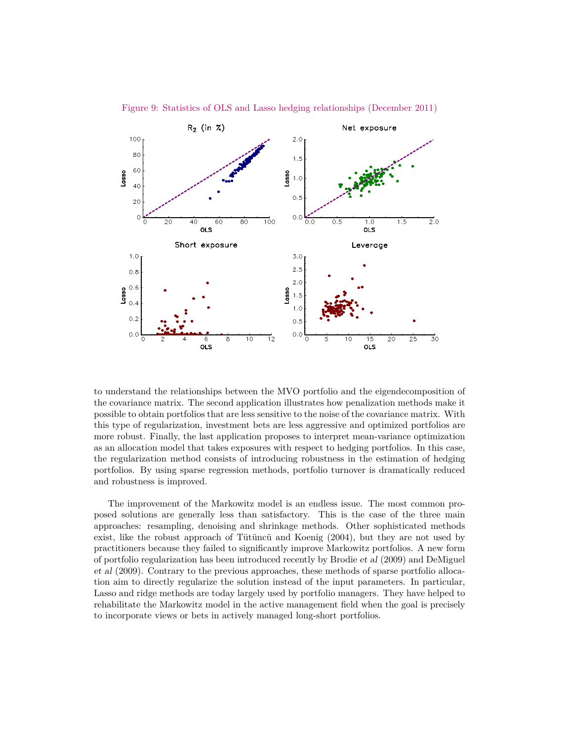Figure 9: Statistics of OLS and Lasso hedging relationships (December 2011)

to understand the relationships between the MVO portfolio and the eigendecomposition of the covariance matrix. The second application illustrates how penalization methods make it possible to obtain portfolios that are less sensitive to the noise of the covariance matrix. With this type of regularization, investment bets are less aggressive and optimized portfolios are more robust. Finally, the last application proposes to interpret mean-variance optimization as an allocation model that takes exposures with respect to hedging portfolios. In this case, the regularization method consists of introducing robustness in the estimation of hedging portfolios. By using sparse regression methods, portfolio turnover is dramatically reduced and robustness is improved.

The improvement of the Markowitz model is an endless issue. The most common proposed solutions are generally less than satisfactory. This is the case of the three main approaches: resampling, denoising and shrinkage methods. Other sophisticated methods exist, like the robust approach of Tütüncü and Koenig (2004), but they are not used by practitioners because they failed to significantly improve Markowitz portfolios. A new form of portfolio regularization has been introduced recently by Brodie *et al* (2009) and DeMiguel *et al* (2009). Contrary to the previous approaches, these methods of sparse portfolio allocation aim to directly regularize the solution instead of the input parameters. In particular, Lasso and ridge methods are today largely used by portfolio managers. They have helped to rehabilitate the Markowitz model in the active management field when the goal is precisely to incorporate views or bets in actively managed long-short portfolios.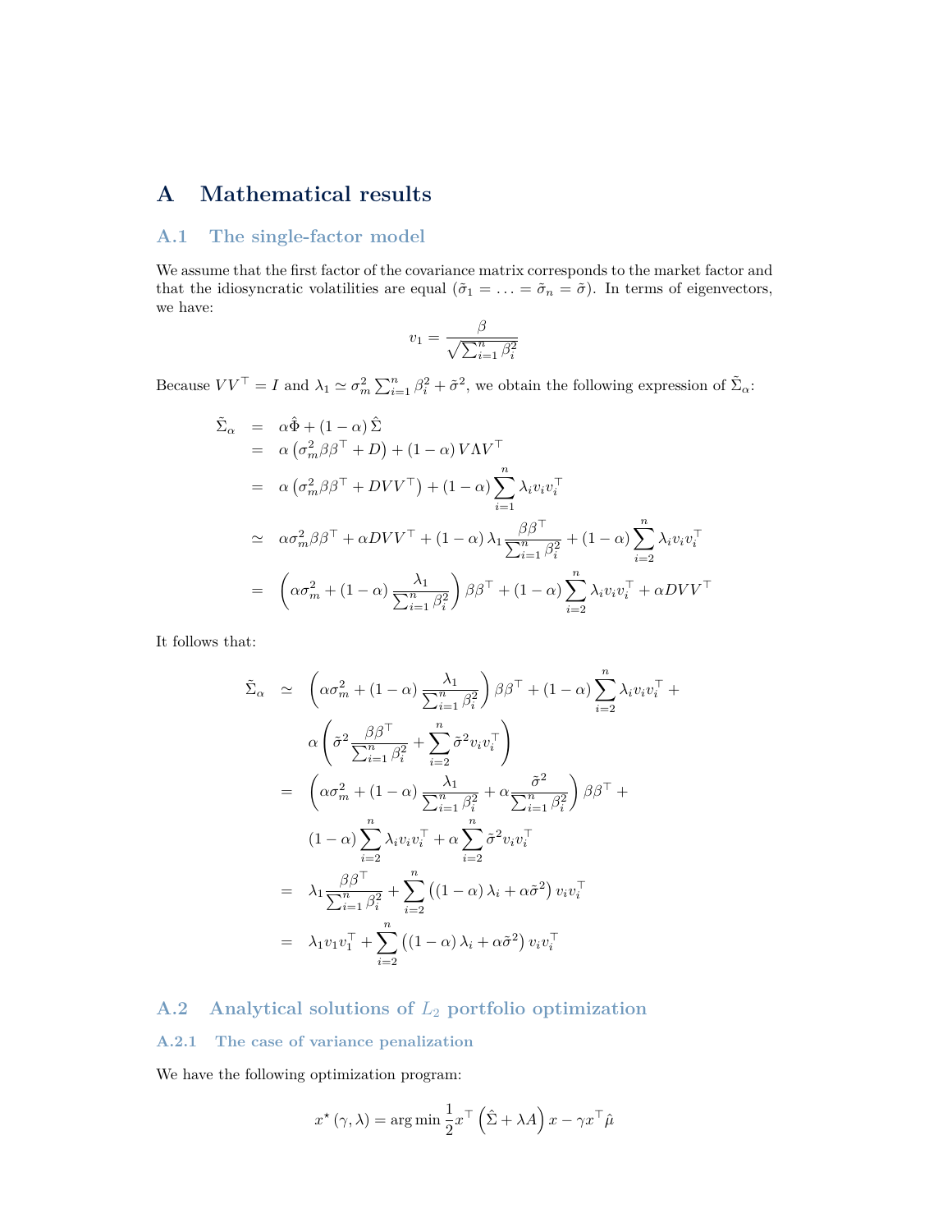# A Mathematical results

## A.1 The single-factor model

We assume that the first factor of the covariance matrix corresponds to the market factor and that the idiosyncratic volatilities are equal ($\tilde{\sigma}_1 = \ldots = \tilde{\sigma}_n = \tilde{\sigma}$). In terms of eigenvectors, we have:

$$v_1 = \frac{\beta}{\sqrt{\sum_{i=1}^n \beta_i^2}}$$

Because $VV^\top = I$ and $\lambda_1 \simeq \sigma_m^2 \sum_{i=1}^n \beta_i^2 + \tilde{\sigma}^2$, we obtain the following expression of $\tilde{\Sigma}_\alpha$:

$$\begin{aligned}
\tilde{\Sigma}_\alpha &= \alpha \hat{\Phi} + (1-\alpha)\hat{\Sigma} \\
&= \alpha \left(\sigma_m^2 \beta\beta^\top + D\right) + (1-\alpha) V \Lambda V^\top \\
&= \alpha \left(\sigma_m^2 \beta\beta^\top + DVV^\top\right) + (1-\alpha) \sum_{i=1}^n \lambda_i v_i v_i^\top \\
&\simeq \alpha \sigma_m^2 \beta\beta^\top + \alpha DVV^\top + (1-\alpha)\lambda_1 \frac{\beta\beta^\top}{\sum_{i=1}^n \beta_i^2} + (1-\alpha)\sum_{i=2}^n \lambda_i v_i v_i^\top \\
&= \left(\alpha \sigma_m^2 + (1-\alpha)\frac{\lambda_1}{\sum_{i=1}^n \beta_i^2}\right)\beta\beta^\top + (1-\alpha)\sum_{i=2}^n \lambda_i v_i v_i^\top + \alpha DVV^\top
\end{aligned}$$

It follows that:

$$\begin{aligned}
\tilde{\Sigma}_\alpha &\simeq \left(\alpha \sigma_m^2 + (1-\alpha)\frac{\lambda_1}{\sum_{i=1}^n \beta_i^2}\right)\beta\beta^\top + (1-\alpha)\sum_{i=2}^n \lambda_i v_i v_i^\top + \\
&\quad \alpha\left(\tilde{\sigma}^2 \frac{\beta\beta^\top}{\sum_{i=1}^n \beta_i^2} + \sum_{i=2}^n \tilde{\sigma}^2 v_i v_i^\top\right) \\
&= \left(\alpha \sigma_m^2 + (1-\alpha)\frac{\lambda_1}{\sum_{i=1}^n \beta_i^2} + \alpha \frac{\tilde{\sigma}^2}{\sum_{i=1}^n \beta_i^2}\right)\beta\beta^\top + \\
&\quad (1-\alpha)\sum_{i=2}^n \lambda_i v_i v_i^\top + \alpha \sum_{i=2}^n \tilde{\sigma}^2 v_i v_i^\top \\
&= \lambda_1 \frac{\beta\beta^\top}{\sum_{i=1}^n \beta_i^2} + \sum_{i=2}^n \left((1-\alpha)\lambda_i + \alpha\tilde{\sigma}^2\right) v_i v_i^\top \\
&= \lambda_1 v_1 v_1^\top + \sum_{i=2}^n \left((1-\alpha)\lambda_i + \alpha\tilde{\sigma}^2\right) v_i v_i^\top
\end{aligned}$$

## A.2 Analytical solutions of $L_2$ portfolio optimization

### A.2.1 The case of variance penalization

We have the following optimization program:

$$x^\star(\gamma, \lambda) = \arg\min \frac{1}{2} x^\top \left(\hat{\Sigma} + \lambda A\right) x - \gamma x^\top \hat{\mu}$$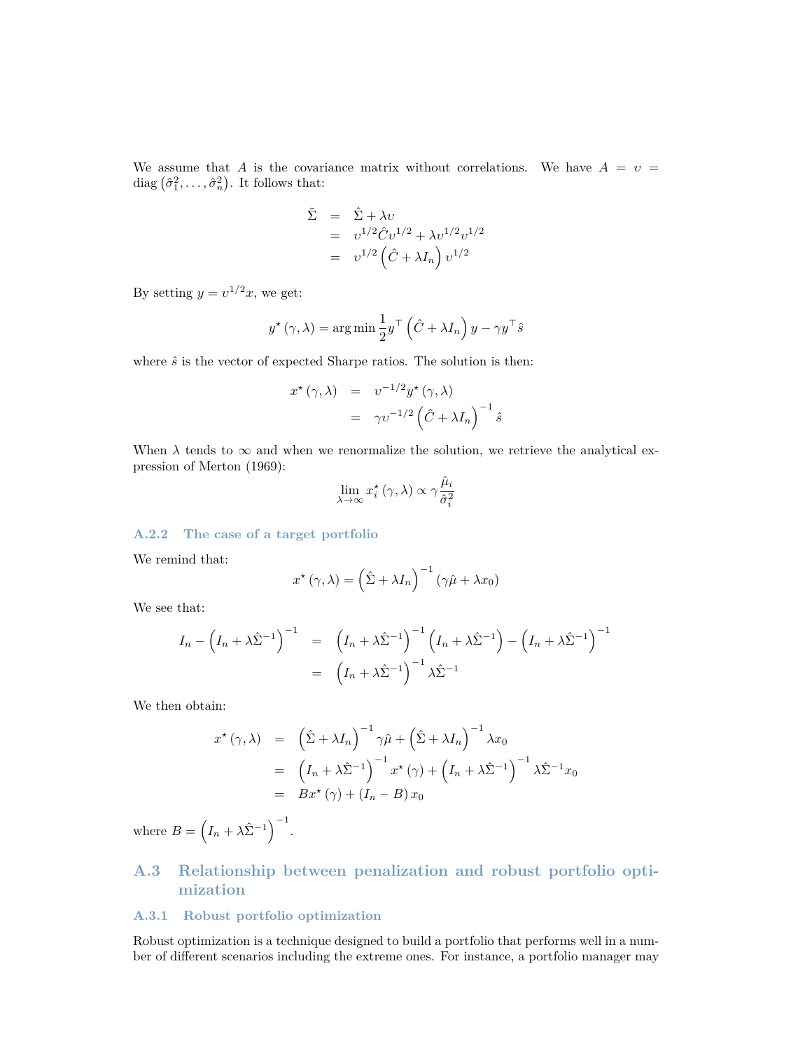We assume that $A$ is the covariance matrix without correlations. We have $A = \upsilon = \operatorname{diag}\left(\hat{\sigma}_1^2, \ldots, \hat{\sigma}_n^2\right)$. It follows that:

$$
\begin{aligned}
\tilde{\Sigma} &= \hat{\Sigma} + \lambda \upsilon \\
&= \upsilon^{1/2} \hat{C} \upsilon^{1/2} + \lambda \upsilon^{1/2} \upsilon^{1/2} \\
&= \upsilon^{1/2} \left(\hat{C} + \lambda I_n\right) \upsilon^{1/2}
\end{aligned}
$$

By setting $y = \upsilon^{1/2} x$, we get:

$$
y^{\star}(\gamma, \lambda) = \arg\min \frac{1}{2} y^{\top} \left(\hat{C} + \lambda I_n\right) y - \gamma y^{\top} \hat{s}
$$

where $\hat{s}$ is the vector of expected Sharpe ratios. The solution is then:

$$
\begin{aligned}
x^{\star}(\gamma, \lambda) &= \upsilon^{-1/2} y^{\star}(\gamma, \lambda) \\
&= \gamma \upsilon^{-1/2} \left(\hat{C} + \lambda I_n\right)^{-1} \hat{s}
\end{aligned}
$$

When $\lambda$ tends to $\infty$ and when we renormalize the solution, we retrieve the analytical expression of Merton (1969):

$$
\lim_{\lambda \to \infty} x_i^{\star}(\gamma, \lambda) \propto \gamma \frac{\hat{\mu}_i}{\hat{\sigma}_i^2}
$$

### A.2.2 The case of a target portfolio

We remind that:

$$
x^{\star}(\gamma, \lambda) = \left(\hat{\Sigma} + \lambda I_n\right)^{-1} \left(\gamma \hat{\mu} + \lambda x_0\right)
$$

We see that:

$$
\begin{aligned}
I_n - \left(I_n + \lambda \hat{\Sigma}^{-1}\right)^{-1} &= \left(I_n + \lambda \hat{\Sigma}^{-1}\right)^{-1} \left(I_n + \lambda \hat{\Sigma}^{-1}\right) - \left(I_n + \lambda \hat{\Sigma}^{-1}\right)^{-1} \\
&= \left(I_n + \lambda \hat{\Sigma}^{-1}\right)^{-1} \lambda \hat{\Sigma}^{-1}
\end{aligned}
$$

We then obtain:

$$
\begin{aligned}
x^{\star}(\gamma, \lambda) &= \left(\hat{\Sigma} + \lambda I_n\right)^{-1} \gamma \hat{\mu} + \left(\hat{\Sigma} + \lambda I_n\right)^{-1} \lambda x_0 \\
&= \left(I_n + \lambda \hat{\Sigma}^{-1}\right)^{-1} x^{\star}(\gamma) + \left(I_n + \lambda \hat{\Sigma}^{-1}\right)^{-1} \lambda \hat{\Sigma}^{-1} x_0 \\
&= B x^{\star}(\gamma) + \left(I_n - B\right) x_0
\end{aligned}
$$

where $B = \left(I_n + \lambda \hat{\Sigma}^{-1}\right)^{-1}$.

## A.3 Relationship between penalization and robust portfolio optimization

### A.3.1 Robust portfolio optimization

Robust optimization is a technique designed to build a portfolio that performs well in a number of different scenarios including the extreme ones. For instance, a portfolio manager may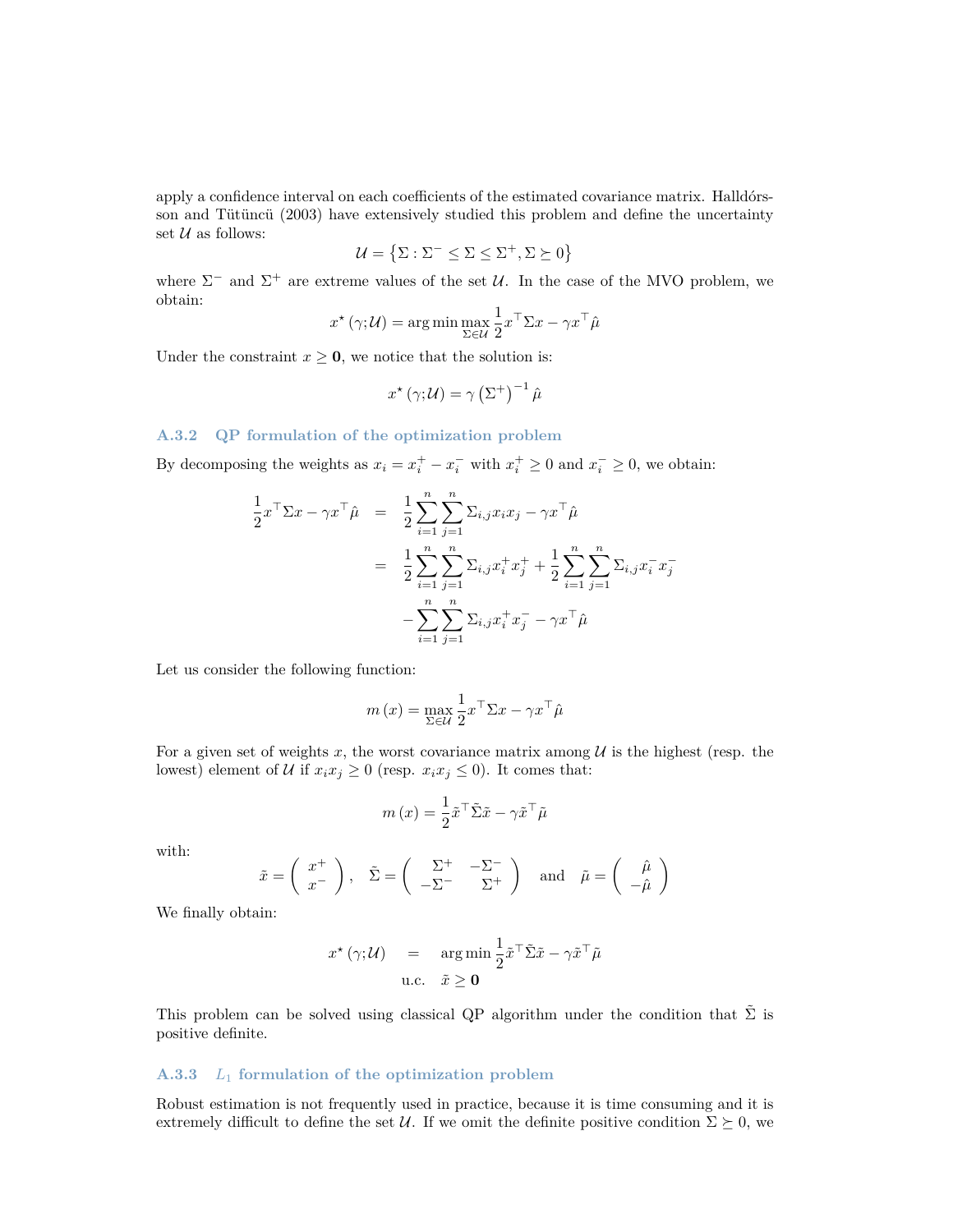apply a confidence interval on each coefficients of the estimated covariance matrix. Halldórsson and Tütüncü (2003) have extensively studied this problem and define the uncertainty set $\mathcal{U}$ as follows:

$$\mathcal{U} = \left\{ \Sigma : \Sigma^{-} \leq \Sigma \leq \Sigma^{+}, \Sigma \succeq 0 \right\}$$

where $\Sigma^{-}$ and $\Sigma^{+}$ are extreme values of the set $\mathcal{U}$. In the case of the MVO problem, we obtain:

$$x^{\star}(\gamma; \mathcal{U}) = \arg\min \max_{\Sigma \in \mathcal{U}} \frac{1}{2} x^{\top} \Sigma x - \gamma x^{\top} \hat{\mu}$$

Under the constraint $x \geq \mathbf{0}$, we notice that the solution is:

$$x^{\star}(\gamma; \mathcal{U}) = \gamma \left( \Sigma^{+} \right)^{-1} \hat{\mu}$$

### A.3.2 QP formulation of the optimization problem

By decomposing the weights as $x_i = x_i^{+} - x_i^{-}$ with $x_i^{+} \geq 0$ and $x_i^{-} \geq 0$, we obtain:

$$\begin{aligned}
\frac{1}{2} x^{\top} \Sigma x - \gamma x^{\top} \hat{\mu} &= \frac{1}{2} \sum_{i=1}^{n} \sum_{j=1}^{n} \Sigma_{i,j} x_i x_j - \gamma x^{\top} \hat{\mu} \\
&= \frac{1}{2} \sum_{i=1}^{n} \sum_{j=1}^{n} \Sigma_{i,j} x_i^{+} x_j^{+} + \frac{1}{2} \sum_{i=1}^{n} \sum_{j=1}^{n} \Sigma_{i,j} x_i^{-} x_j^{-} \\
&\quad - \sum_{i=1}^{n} \sum_{j=1}^{n} \Sigma_{i,j} x_i^{+} x_j^{-} - \gamma x^{\top} \hat{\mu}
\end{aligned}$$

Let us consider the following function:

$$m(x) = \max_{\Sigma \in \mathcal{U}} \frac{1}{2} x^{\top} \Sigma x - \gamma x^{\top} \hat{\mu}$$

For a given set of weights $x$, the worst covariance matrix among $\mathcal{U}$ is the highest (resp. the lowest) element of $\mathcal{U}$ if $x_i x_j \geq 0$ (resp. $x_i x_j \leq 0$). It comes that:

$$m(x) = \frac{1}{2} \tilde{x}^{\top} \tilde{\Sigma} \tilde{x} - \gamma \tilde{x}^{\top} \tilde{\mu}$$

with:

$$\tilde{x} = \begin{pmatrix} x^{+} \\ x^{-} \end{pmatrix}, \quad \tilde{\Sigma} = \begin{pmatrix} \Sigma^{+} & -\Sigma^{-} \\ -\Sigma^{-} & \Sigma^{+} \end{pmatrix} \quad \text{and} \quad \tilde{\mu} = \begin{pmatrix} \hat{\mu} \\ -\hat{\mu} \end{pmatrix}$$

We finally obtain:

$$\begin{aligned}
x^{\star}(\gamma; \mathcal{U}) &= \arg\min \frac{1}{2} \tilde{x}^{\top} \tilde{\Sigma} \tilde{x} - \gamma \tilde{x}^{\top} \tilde{\mu} \\
&\text{u.c.} \quad \tilde{x} \geq \mathbf{0}
\end{aligned}$$

This problem can be solved using classical QP algorithm under the condition that $\tilde{\Sigma}$ is positive definite.

### A.3.3 $L_1$ formulation of the optimization problem

Robust estimation is not frequently used in practice, because it is time consuming and it is extremely difficult to define the set $\mathcal{U}$. If we omit the definite positive condition $\Sigma \succeq 0$, we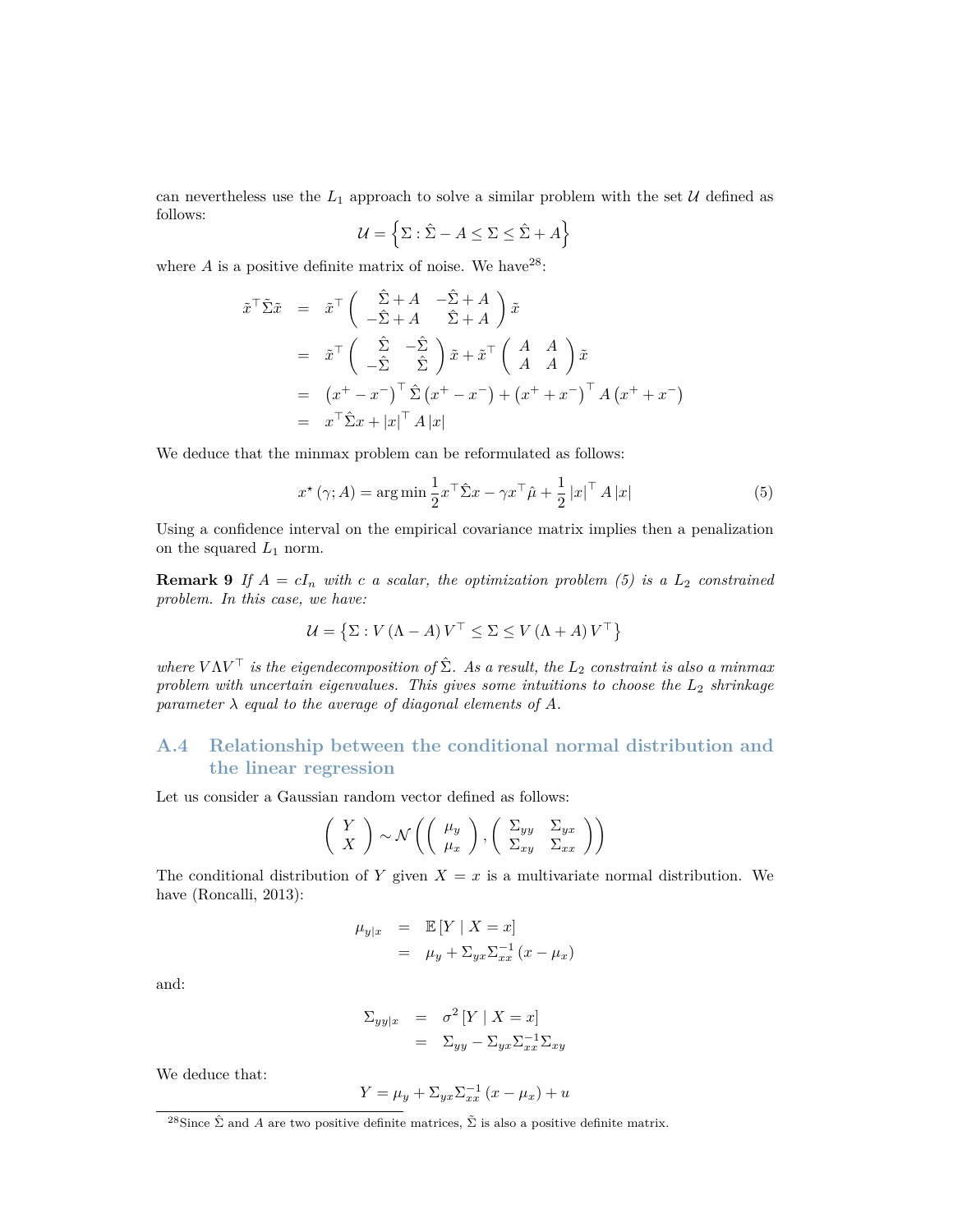can nevertheless use the $L_1$ approach to solve a similar problem with the set $\mathcal{U}$ defined as follows:

$$\mathcal{U} = \left\{ \Sigma : \hat{\Sigma} - A \leq \Sigma \leq \hat{\Sigma} + A \right\}$$

where $A$ is a positive definite matrix of noise. We have[28]:

$$\begin{aligned}
\tilde{x}^\top \tilde{\Sigma} \tilde{x} &= \tilde{x}^\top \begin{pmatrix} \hat{\Sigma} + A & -\hat{\Sigma} + A \\ -\hat{\Sigma} + A & \hat{\Sigma} + A \end{pmatrix} \tilde{x} \\
&= \tilde{x}^\top \begin{pmatrix} \hat{\Sigma} & -\hat{\Sigma} \\ -\hat{\Sigma} & \hat{\Sigma} \end{pmatrix} \tilde{x} + \tilde{x}^\top \begin{pmatrix} A & A \\ A & A \end{pmatrix} \tilde{x} \\
&= \left( x^+ - x^- \right)^\top \hat{\Sigma} \left( x^+ - x^- \right) + \left( x^+ + x^- \right)^\top A \left( x^+ + x^- \right) \\
&= x^\top \hat{\Sigma} x + |x|^\top A \, |x|
\end{aligned}$$

We deduce that the minmax problem can be reformulated as follows:

$$x^\star (\gamma; A) = \arg\min \frac{1}{2} x^\top \hat{\Sigma} x - \gamma x^\top \hat{\mu} + \frac{1}{2} |x|^\top A \, |x| \tag{5}$$

Using a confidence interval on the empirical covariance matrix implies then a penalization on the squared $L_1$ norm.

**Remark 9** *If $A = cI_n$ with $c$ a scalar, the optimization problem (5) is a $L_2$ constrained problem. In this case, we have:*

$$\mathcal{U} = \left\{ \Sigma : V (\Lambda - A) V^\top \leq \Sigma \leq V (\Lambda + A) V^\top \right\}$$

*where $V \Lambda V^\top$ is the eigendecomposition of $\hat{\Sigma}$. As a result, the $L_2$ constraint is also a minmax problem with uncertain eigenvalues. This gives some intuitions to choose the $L_2$ shrinkage parameter $\lambda$ equal to the average of diagonal elements of $A$.*

## A.4 Relationship between the conditional normal distribution and the linear regression

Let us consider a Gaussian random vector defined as follows:

$$\begin{pmatrix} Y \\ X \end{pmatrix} \sim \mathcal{N} \left( \begin{pmatrix} \mu_y \\ \mu_x \end{pmatrix}, \begin{pmatrix} \Sigma_{yy} & \Sigma_{yx} \\ \Sigma_{xy} & \Sigma_{xx} \end{pmatrix} \right)$$

The conditional distribution of $Y$ given $X = x$ is a multivariate normal distribution. We have (Roncalli, 2013):

$$\begin{aligned}
\mu_{y|x} &= \mathbb{E}\left[ Y \mid X = x \right] \\
&= \mu_y + \Sigma_{yx} \Sigma_{xx}^{-1} (x - \mu_x)
\end{aligned}$$

and:

$$\begin{aligned}
\Sigma_{yy|x} &= \sigma^2 \left[ Y \mid X = x \right] \\
&= \Sigma_{yy} - \Sigma_{yx} \Sigma_{xx}^{-1} \Sigma_{xy}
\end{aligned}$$

We deduce that:

$$Y = \mu_y + \Sigma_{yx} \Sigma_{xx}^{-1} (x - \mu_x) + u$$

[28] Since $\hat{\Sigma}$ and $A$ are two positive definite matrices, $\tilde{\Sigma}$ is also a positive definite matrix.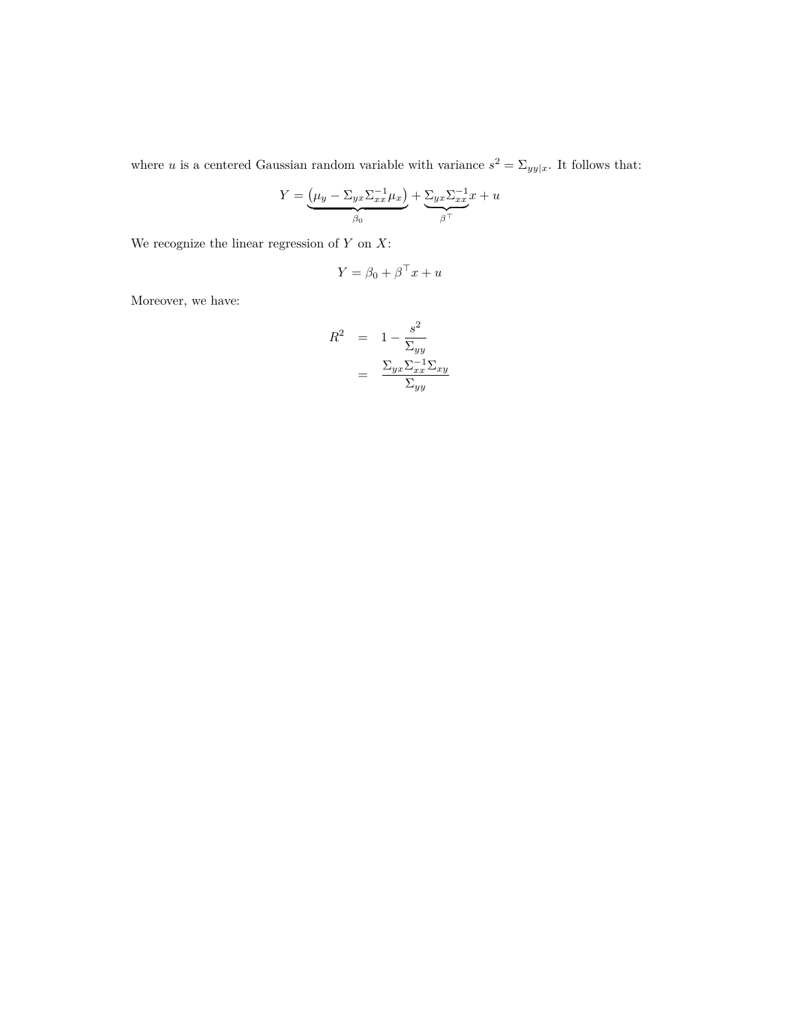where $u$ is a centered Gaussian random variable with variance $s^2 = \Sigma_{yy|x}$. It follows that:

$$Y = \underbrace{\left(\mu_y - \Sigma_{yx}\Sigma_{xx}^{-1}\mu_x\right)}_{\beta_0} + \underbrace{\Sigma_{yx}\Sigma_{xx}^{-1}}_{\beta^\top}x + u$$

We recognize the linear regression of $Y$ on $X$:

$$Y = \beta_0 + \beta^\top x + u$$

Moreover, we have:

$$\begin{aligned}
R^2 &= 1 - \frac{s^2}{\Sigma_{yy}} \\
&= \frac{\Sigma_{yx}\Sigma_{xx}^{-1}\Sigma_{xy}}{\Sigma_{yy}}
\end{aligned}$$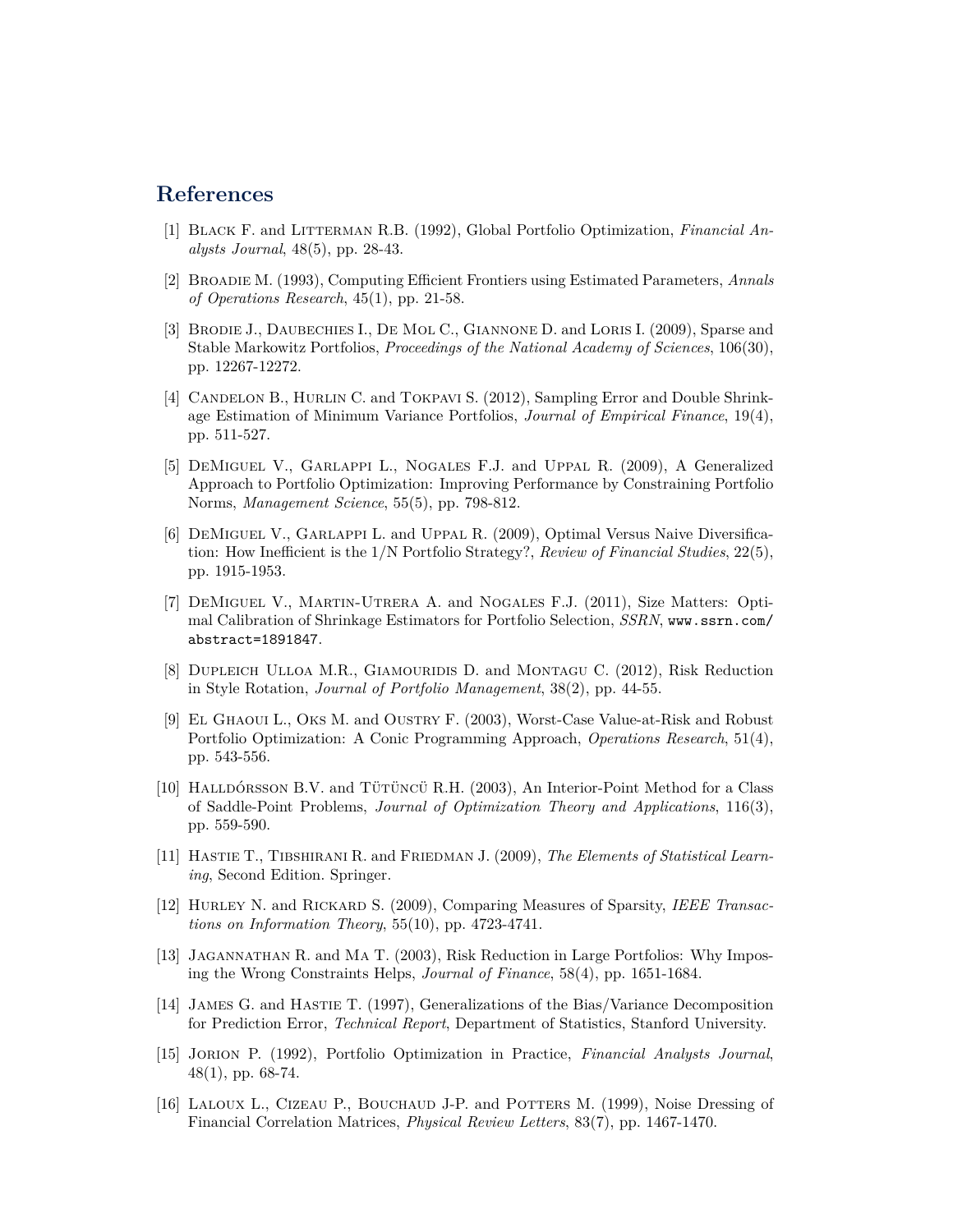# References

[1] Black F. and Litterman R.B. (1992), Global Portfolio Optimization, *Financial Analysts Journal*, 48(5), pp. 28-43.

[2] Broadie M. (1993), Computing Efficient Frontiers using Estimated Parameters, *Annals of Operations Research*, 45(1), pp. 21-58.

[3] Brodie J., Daubechies I., De Mol C., Giannone D. and Loris I. (2009), Sparse and Stable Markowitz Portfolios, *Proceedings of the National Academy of Sciences*, 106(30), pp. 12267-12272.

[4] Candelon B., Hurlin C. and Tokpavi S. (2012), Sampling Error and Double Shrinkage Estimation of Minimum Variance Portfolios, *Journal of Empirical Finance*, 19(4), pp. 511-527.

[5] DeMiguel V., Garlappi L., Nogales F.J. and Uppal R. (2009), A Generalized Approach to Portfolio Optimization: Improving Performance by Constraining Portfolio Norms, *Management Science*, 55(5), pp. 798-812.

[6] DeMiguel V., Garlappi L. and Uppal R. (2009), Optimal Versus Naive Diversification: How Inefficient is the 1/N Portfolio Strategy?, *Review of Financial Studies*, 22(5), pp. 1915-1953.

[7] DeMiguel V., Martin-Utrera A. and Nogales F.J. (2011), Size Matters: Optimal Calibration of Shrinkage Estimators for Portfolio Selection, *SSRN*, `www.ssrn.com/abstract=1891847`.

[8] Dupleich Ulloa M.R., Giamouridis D. and Montagu C. (2012), Risk Reduction in Style Rotation, *Journal of Portfolio Management*, 38(2), pp. 44-55.

[9] El Ghaoui L., Oks M. and Oustry F. (2003), Worst-Case Value-at-Risk and Robust Portfolio Optimization: A Conic Programming Approach, *Operations Research*, 51(4), pp. 543-556.

[10] Halldórsson B.V. and Tütüncü R.H. (2003), An Interior-Point Method for a Class of Saddle-Point Problems, *Journal of Optimization Theory and Applications*, 116(3), pp. 559-590.

[11] Hastie T., Tibshirani R. and Friedman J. (2009), *The Elements of Statistical Learning*, Second Edition. Springer.

[12] Hurley N. and Rickard S. (2009), Comparing Measures of Sparsity, *IEEE Transactions on Information Theory*, 55(10), pp. 4723-4741.

[13] Jagannathan R. and Ma T. (2003), Risk Reduction in Large Portfolios: Why Imposing the Wrong Constraints Helps, *Journal of Finance*, 58(4), pp. 1651-1684.

[14] James G. and Hastie T. (1997), Generalizations of the Bias/Variance Decomposition for Prediction Error, *Technical Report*, Department of Statistics, Stanford University.

[15] Jorion P. (1992), Portfolio Optimization in Practice, *Financial Analysts Journal*, 48(1), pp. 68-74.

[16] Laloux L., Cizeau P., Bouchaud J-P. and Potters M. (1999), Noise Dressing of Financial Correlation Matrices, *Physical Review Letters*, 83(7), pp. 1467-1470.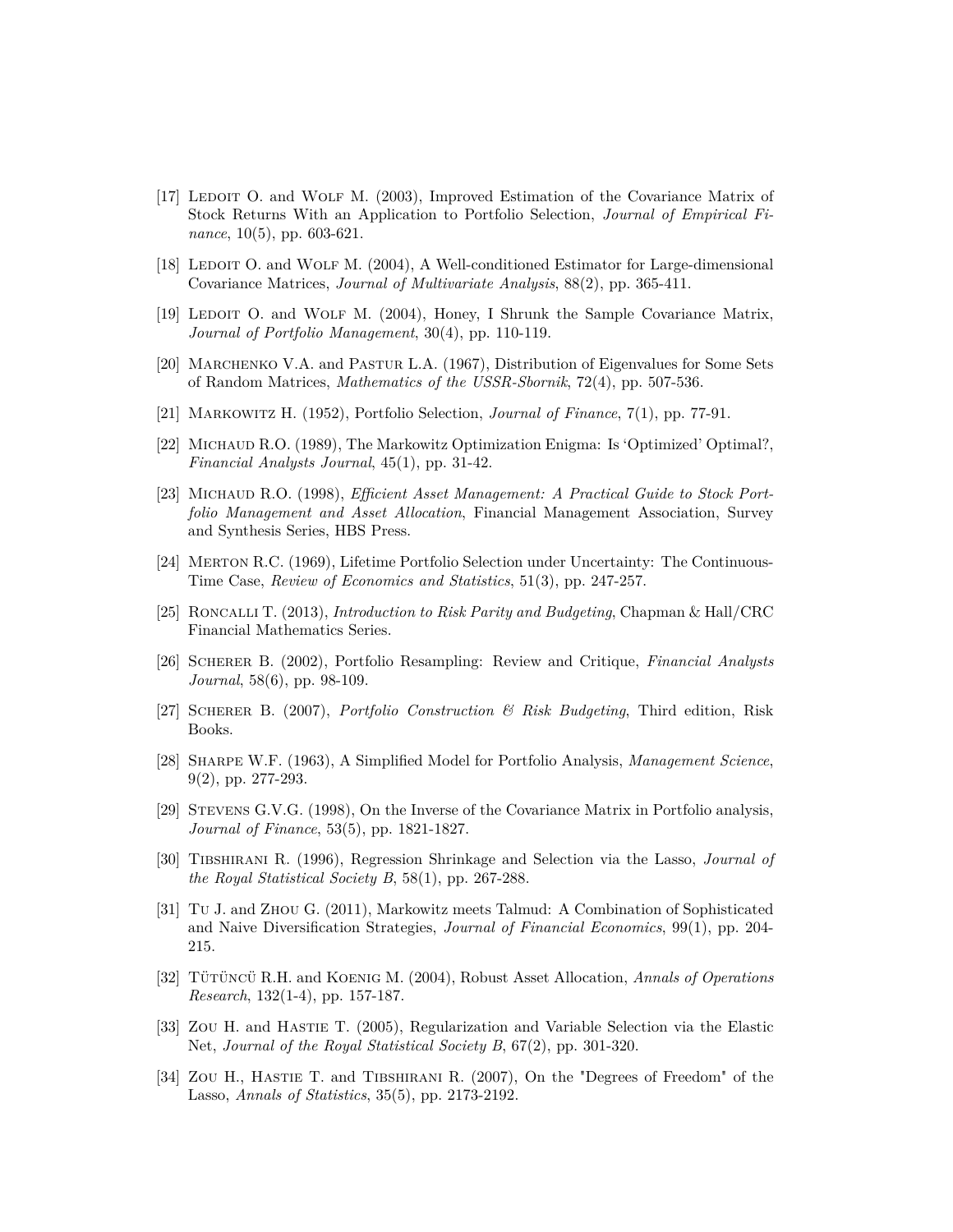[17] Ledoit O. and Wolf M. (2003), Improved Estimation of the Covariance Matrix of Stock Returns With an Application to Portfolio Selection, *Journal of Empirical Finance*, 10(5), pp. 603-621.

[18] Ledoit O. and Wolf M. (2004), A Well-conditioned Estimator for Large-dimensional Covariance Matrices, *Journal of Multivariate Analysis*, 88(2), pp. 365-411.

[19] Ledoit O. and Wolf M. (2004), Honey, I Shrunk the Sample Covariance Matrix, *Journal of Portfolio Management*, 30(4), pp. 110-119.

[20] Marchenko V.A. and Pastur L.A. (1967), Distribution of Eigenvalues for Some Sets of Random Matrices, *Mathematics of the USSR-Sbornik*, 72(4), pp. 507-536.

[21] Markowitz H. (1952), Portfolio Selection, *Journal of Finance*, 7(1), pp. 77-91.

[22] Michaud R.O. (1989), The Markowitz Optimization Enigma: Is 'Optimized' Optimal?, *Financial Analysts Journal*, 45(1), pp. 31-42.

[23] Michaud R.O. (1998), *Efficient Asset Management: A Practical Guide to Stock Portfolio Management and Asset Allocation*, Financial Management Association, Survey and Synthesis Series, HBS Press.

[24] Merton R.C. (1969), Lifetime Portfolio Selection under Uncertainty: The Continuous-Time Case, *Review of Economics and Statistics*, 51(3), pp. 247-257.

[25] Roncalli T. (2013), *Introduction to Risk Parity and Budgeting*, Chapman & Hall/CRC Financial Mathematics Series.

[26] Scherer B. (2002), Portfolio Resampling: Review and Critique, *Financial Analysts Journal*, 58(6), pp. 98-109.

[27] Scherer B. (2007), *Portfolio Construction & Risk Budgeting*, Third edition, Risk Books.

[28] Sharpe W.F. (1963), A Simplified Model for Portfolio Analysis, *Management Science*, 9(2), pp. 277-293.

[29] Stevens G.V.G. (1998), On the Inverse of the Covariance Matrix in Portfolio analysis, *Journal of Finance*, 53(5), pp. 1821-1827.

[30] Tibshirani R. (1996), Regression Shrinkage and Selection via the Lasso, *Journal of the Royal Statistical Society B*, 58(1), pp. 267-288.

[31] Tu J. and Zhou G. (2011), Markowitz meets Talmud: A Combination of Sophisticated and Naive Diversification Strategies, *Journal of Financial Economics*, 99(1), pp. 204-215.

[32] Tütüncü R.H. and Koenig M. (2004), Robust Asset Allocation, *Annals of Operations Research*, 132(1-4), pp. 157-187.

[33] Zou H. and Hastie T. (2005), Regularization and Variable Selection via the Elastic Net, *Journal of the Royal Statistical Society B*, 67(2), pp. 301-320.

[34] Zou H., Hastie T. and Tibshirani R. (2007), On the "Degrees of Freedom" of the Lasso, *Annals of Statistics*, 35(5), pp. 2173-2192.